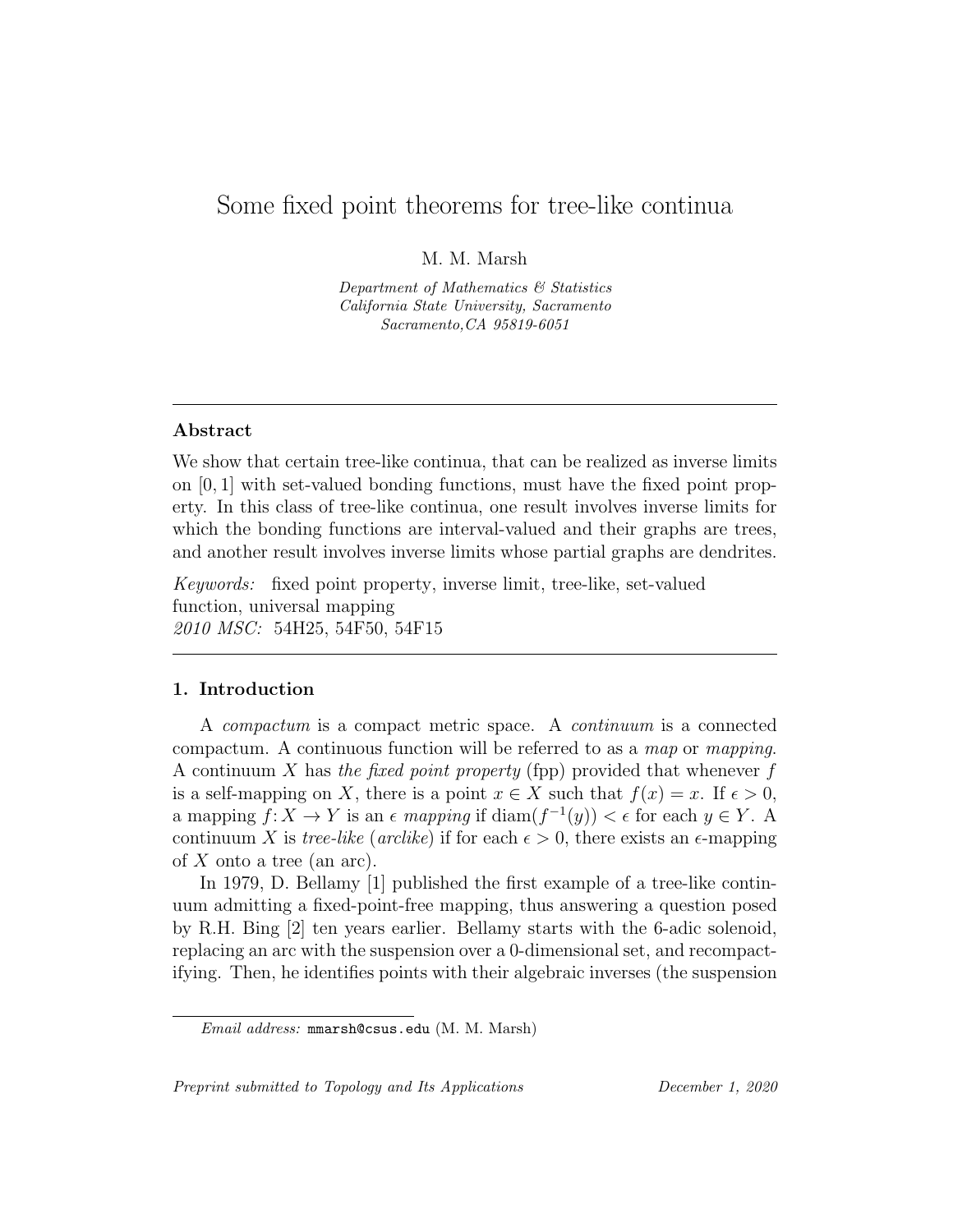# Some fixed point theorems for tree-like continua

M. M. Marsh

*Department of Mathematics & Statistics*
*California State University, Sacramento*
*Sacramento,CA 95819-6051*

---

## Abstract

We show that certain tree-like continua, that can be realized as inverse limits on $[0, 1]$ with set-valued bonding functions, must have the fixed point property. In this class of tree-like continua, one result involves inverse limits for which the bonding functions are interval-valued and their graphs are trees, and another result involves inverse limits whose partial graphs are dendrites.

*Keywords:* fixed point property, inverse limit, tree-like, set-valued function, universal mapping
*2010 MSC:* 54H25, 54F50, 54F15

---

## 1. Introduction

A *compactum* is a compact metric space. A *continuum* is a connected compactum. A continuous function will be referred to as a *map* or *mapping*. A continuum $X$ has *the fixed point property* (fpp) provided that whenever $f$ is a self-mapping on $X$, there is a point $x \in X$ such that $f(x) = x$. If $\epsilon > 0$, a mapping $f\colon X \to Y$ is an $\epsilon$ *mapping* if $\text{diam}(f^{-1}(y)) < \epsilon$ for each $y \in Y$. A continuum $X$ is *tree-like* (*arclike*) if for each $\epsilon > 0$, there exists an $\epsilon$-mapping of $X$ onto a tree (an arc).

In 1979, D. Bellamy [1] published the first example of a tree-like continuum admitting a fixed-point-free mapping, thus answering a question posed by R.H. Bing [2] ten years earlier. Bellamy starts with the 6-adic solenoid, replacing an arc with the suspension over a 0-dimensional set, and recompactifying. Then, he identifies points with their algebraic inverses (the suspension

*Email address:* mmarsh@csus.edu (M. M. Marsh)

*Preprint submitted to Topology and Its Applications* December 1, 2020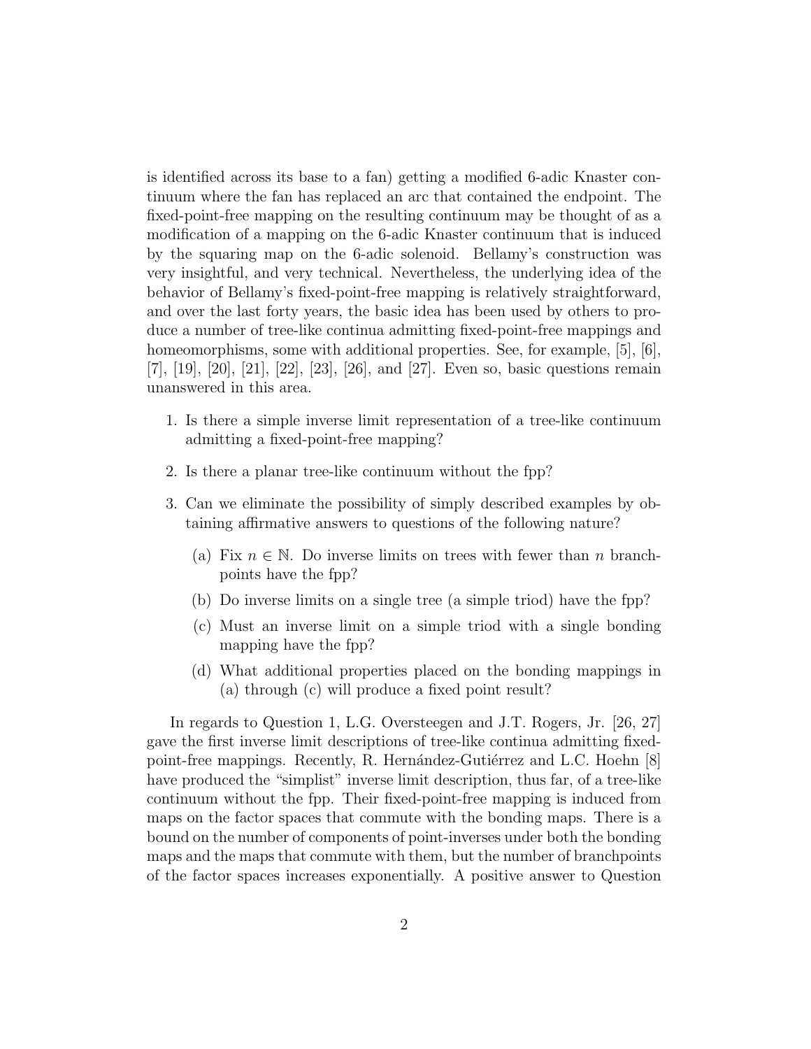is identified across its base to a fan) getting a modified 6-adic Knaster continuum where the fan has replaced an arc that contained the endpoint. The fixed-point-free mapping on the resulting continuum may be thought of as a modification of a mapping on the 6-adic Knaster continuum that is induced by the squaring map on the 6-adic solenoid. Bellamy's construction was very insightful, and very technical. Nevertheless, the underlying idea of the behavior of Bellamy's fixed-point-free mapping is relatively straightforward, and over the last forty years, the basic idea has been used by others to produce a number of tree-like continua admitting fixed-point-free mappings and homeomorphisms, some with additional properties. See, for example, [5], [6], [7], [19], [20], [21], [22], [23], [26], and [27]. Even so, basic questions remain unanswered in this area.

1. Is there a simple inverse limit representation of a tree-like continuum admitting a fixed-point-free mapping?
2. Is there a planar tree-like continuum without the fpp?
3. Can we eliminate the possibility of simply described examples by obtaining affirmative answers to questions of the following nature?
   (a) Fix $n \in \mathbb{N}$. Do inverse limits on trees with fewer than $n$ branchpoints have the fpp?
   (b) Do inverse limits on a single tree (a simple triod) have the fpp?
   (c) Must an inverse limit on a simple triod with a single bonding mapping have the fpp?
   (d) What additional properties placed on the bonding mappings in (a) through (c) will produce a fixed point result?

In regards to Question 1, L.G. Oversteegen and J.T. Rogers, Jr. [26, 27] gave the first inverse limit descriptions of tree-like continua admitting fixed-point-free mappings. Recently, R. Hernández-Gutiérrez and L.C. Hoehn [8] have produced the "simplist" inverse limit description, thus far, of a tree-like continuum without the fpp. Their fixed-point-free mapping is induced from maps on the factor spaces that commute with the bonding maps. There is a bound on the number of components of point-inverses under both the bonding maps and the maps that commute with them, but the number of branchpoints of the factor spaces increases exponentially. A positive answer to Question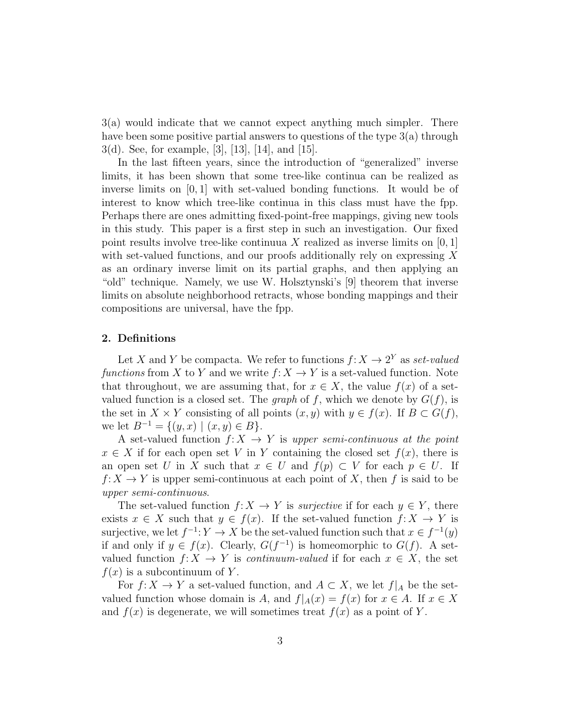3(a) would indicate that we cannot expect anything much simpler. There have been some positive partial answers to questions of the type 3(a) through 3(d). See, for example, [3], [13], [14], and [15].

In the last fifteen years, since the introduction of "generalized" inverse limits, it has been shown that some tree-like continua can be realized as inverse limits on $[0, 1]$ with set-valued bonding functions. It would be of interest to know which tree-like continua in this class must have the fpp. Perhaps there are ones admitting fixed-point-free mappings, giving new tools in this study. This paper is a first step in such an investigation. Our fixed point results involve tree-like continuua $X$ realized as inverse limits on $[0, 1]$ with set-valued functions, and our proofs additionally rely on expressing $X$ as an ordinary inverse limit on its partial graphs, and then applying an "old" technique. Namely, we use W. Holsztynski's [9] theorem that inverse limits on absolute neighborhood retracts, whose bonding mappings and their compositions are universal, have the fpp.

## 2. Definitions

Let $X$ and $Y$ be compacta. We refer to functions $f: X \to 2^Y$ as *set-valued functions* from $X$ to $Y$ and we write $f: X \to Y$ is a set-valued function. Note that throughout, we are assuming that, for $x \in X$, the value $f(x)$ of a set-valued function is a closed set. The *graph* of $f$, which we denote by $G(f)$, is the set in $X \times Y$ consisting of all points $(x, y)$ with $y \in f(x)$. If $B \subset G(f)$, we let $B^{-1} = \{(y, x) \mid (x, y) \in B\}$.

A set-valued function $f: X \to Y$ is *upper semi-continuous at the point* $x \in X$ if for each open set $V$ in $Y$ containing the closed set $f(x)$, there is an open set $U$ in $X$ such that $x \in U$ and $f(p) \subset V$ for each $p \in U$. If $f: X \to Y$ is upper semi-continuous at each point of $X$, then $f$ is said to be *upper semi-continuous*.

The set-valued function $f: X \to Y$ is *surjective* if for each $y \in Y$, there exists $x \in X$ such that $y \in f(x)$. If the set-valued function $f: X \to Y$ is surjective, we let $f^{-1}: Y \to X$ be the set-valued function such that $x \in f^{-1}(y)$ if and only if $y \in f(x)$. Clearly, $G(f^{-1})$ is homeomorphic to $G(f)$. A set-valued function $f: X \to Y$ is *continuum-valued* if for each $x \in X$, the set $f(x)$ is a subcontinuum of $Y$.

For $f: X \to Y$ a set-valued function, and $A \subset X$, we let $f|_A$ be the set-valued function whose domain is $A$, and $f|_A(x) = f(x)$ for $x \in A$. If $x \in X$ and $f(x)$ is degenerate, we will sometimes treat $f(x)$ as a point of $Y$.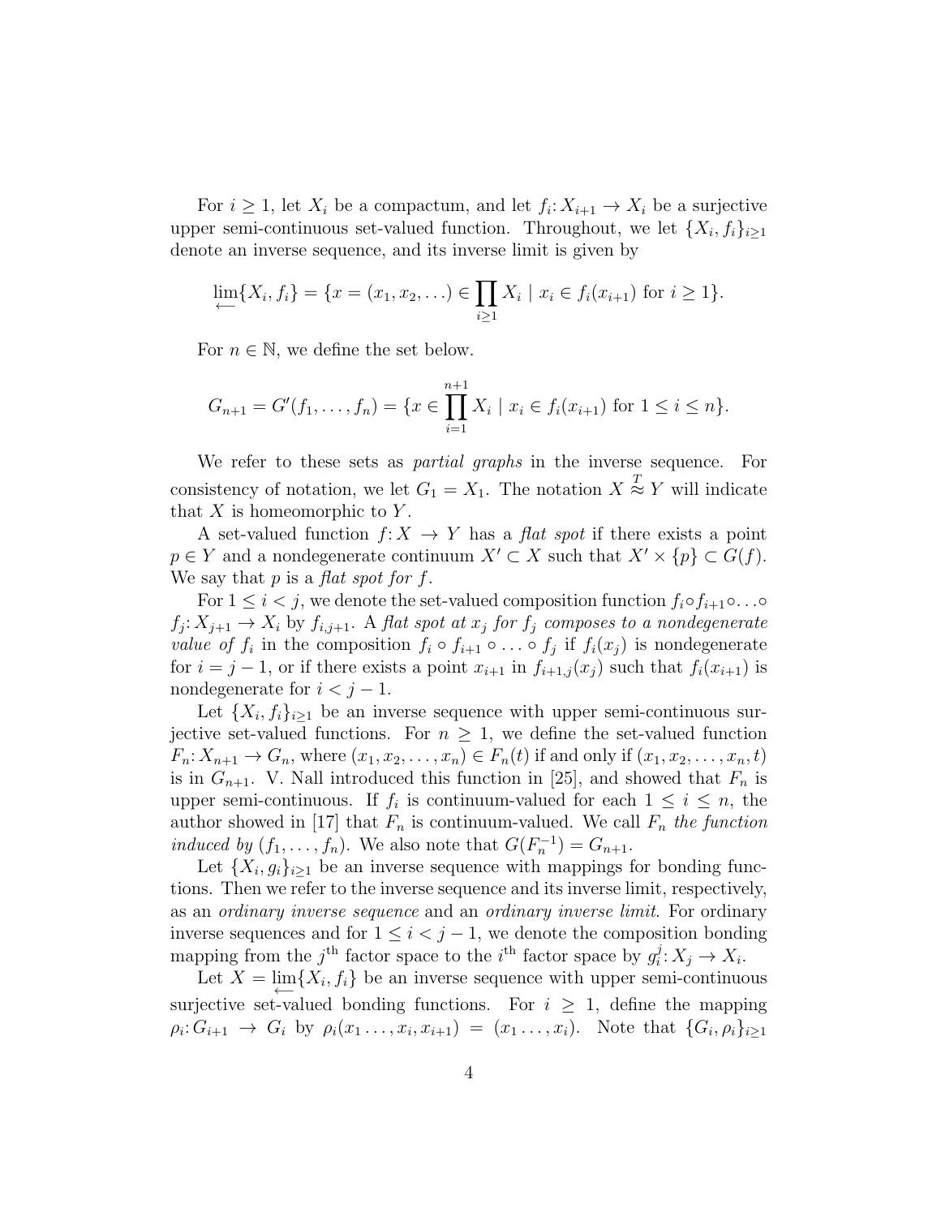For $i \geq 1$, let $X_i$ be a compactum, and let $f_i\colon X_{i+1} \to X_i$ be a surjective upper semi-continuous set-valued function. Throughout, we let $\{X_i, f_i\}_{i\geq 1}$ denote an inverse sequence, and its inverse limit is given by

$$\varprojlim\{X_i, f_i\} = \{x = (x_1, x_2, \ldots) \in \prod_{i\geq 1} X_i \mid x_i \in f_i(x_{i+1}) \text{ for } i \geq 1\}.$$

For $n \in \mathbb{N}$, we define the set below.

$$G_{n+1} = G'(f_1, \ldots, f_n) = \{x \in \prod_{i=1}^{n+1} X_i \mid x_i \in f_i(x_{i+1}) \text{ for } 1 \leq i \leq n\}.$$

We refer to these sets as *partial graphs* in the inverse sequence. For consistency of notation, we let $G_1 = X_1$. The notation $X \overset{T}{\approx} Y$ will indicate that $X$ is homeomorphic to $Y$.

A set-valued function $f\colon X \to Y$ has a *flat spot* if there exists a point $p \in Y$ and a nondegenerate continuum $X' \subset X$ such that $X' \times \{p\} \subset G(f)$. We say that $p$ is a *flat spot for $f$*.

For $1 \leq i < j$, we denote the set-valued composition function $f_i \circ f_{i+1} \circ \ldots \circ f_j\colon X_{j+1} \to X_i$ by $f_{i,j+1}$. A *flat spot at $x_j$ for $f_j$ composes to a nondegenerate value of $f_i$* in the composition $f_i \circ f_{i+1} \circ \ldots \circ f_j$ if $f_i(x_j)$ is nondegenerate for $i = j-1$, or if there exists a point $x_{i+1}$ in $f_{i+1,j}(x_j)$ such that $f_i(x_{i+1})$ is nondegenerate for $i < j-1$.

Let $\{X_i, f_i\}_{i\geq 1}$ be an inverse sequence with upper semi-continuous surjective set-valued functions. For $n \geq 1$, we define the set-valued function $F_n\colon X_{n+1} \to G_n$, where $(x_1, x_2, \ldots, x_n) \in F_n(t)$ if and only if $(x_1, x_2, \ldots, x_n, t)$ is in $G_{n+1}$. V. Nall introduced this function in [25], and showed that $F_n$ is upper semi-continuous. If $f_i$ is continuum-valued for each $1 \leq i \leq n$, the author showed in [17] that $F_n$ is continuum-valued. We call $F_n$ *the function induced by* $(f_1, \ldots, f_n)$. We also note that $G(F_n^{-1}) = G_{n+1}$.

Let $\{X_i, g_i\}_{i\geq 1}$ be an inverse sequence with mappings for bonding functions. Then we refer to the inverse sequence and its inverse limit, respectively, as an *ordinary inverse sequence* and an *ordinary inverse limit*. For ordinary inverse sequences and for $1 \leq i < j-1$, we denote the composition bonding mapping from the $j^{\text{th}}$ factor space to the $i^{\text{th}}$ factor space by $g_i^j\colon X_j \to X_i$.

Let $X = \varprojlim\{X_i, f_i\}$ be an inverse sequence with upper semi-continuous surjective set-valued bonding functions. For $i \geq 1$, define the mapping $\rho_i\colon G_{i+1} \to G_i$ by $\rho_i(x_1 \ldots, x_i, x_{i+1}) = (x_1 \ldots, x_i)$. Note that $\{G_i, \rho_i\}_{i\geq 1}$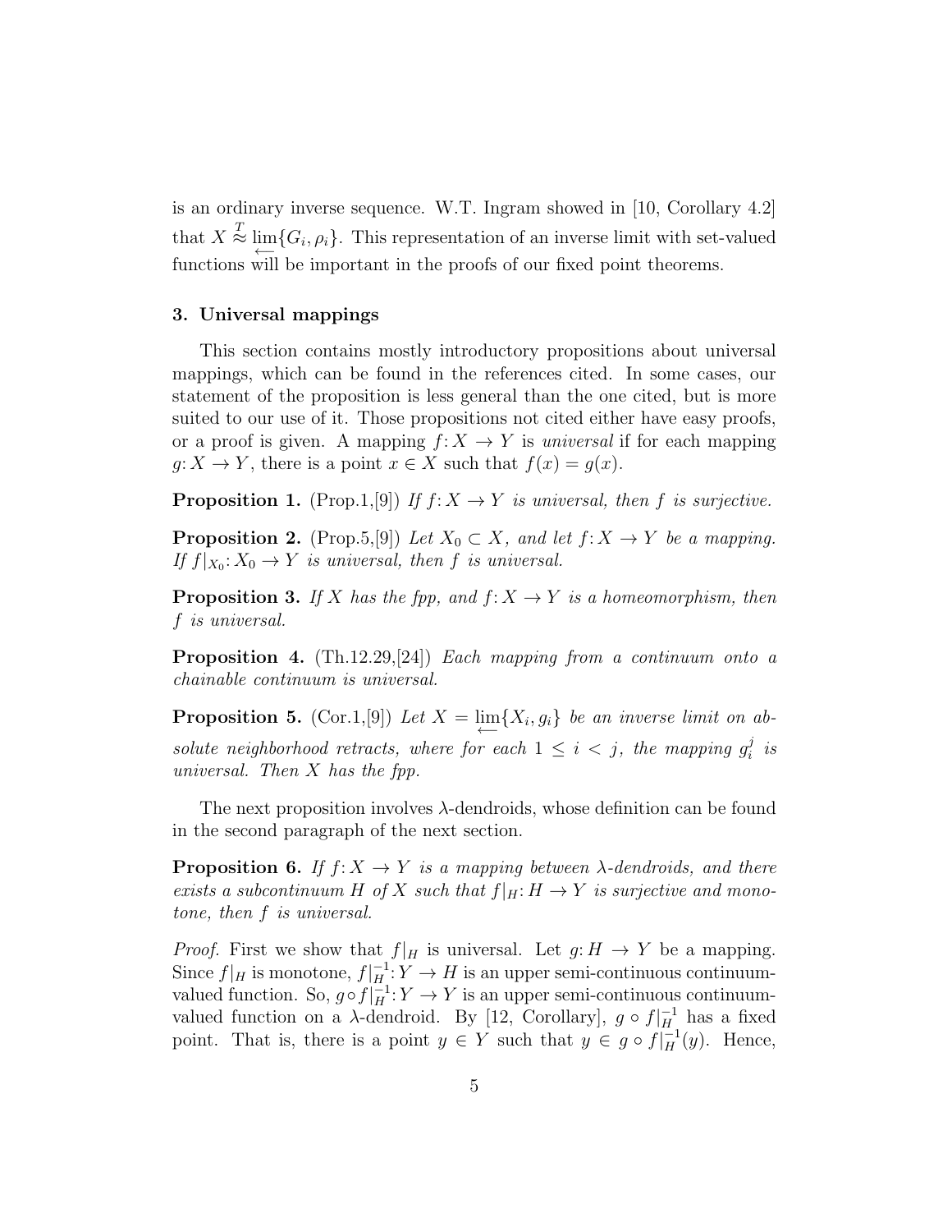is an ordinary inverse sequence. W.T. Ingram showed in [10, Corollary 4.2] that $X \overset{T}{\approx} \varprojlim\{G_i, \rho_i\}$. This representation of an inverse limit with set-valued functions will be important in the proofs of our fixed point theorems.

## 3. Universal mappings

This section contains mostly introductory propositions about universal mappings, which can be found in the references cited. In some cases, our statement of the proposition is less general than the one cited, but is more suited to our use of it. Those propositions not cited either have easy proofs, or a proof is given. A mapping $f\colon X \to Y$ is *universal* if for each mapping $g\colon X \to Y$, there is a point $x \in X$ such that $f(x) = g(x)$.

**Proposition 1.** (Prop.1,[9]) *If $f\colon X \to Y$ is universal, then $f$ is surjective.*

**Proposition 2.** (Prop.5,[9]) *Let $X_0 \subset X$, and let $f\colon X \to Y$ be a mapping. If $f|_{X_0}\colon X_0 \to Y$ is universal, then $f$ is universal.*

**Proposition 3.** *If $X$ has the fpp, and $f\colon X \to Y$ is a homeomorphism, then $f$ is universal.*

**Proposition 4.** (Th.12.29,[24]) *Each mapping from a continuum onto a chainable continuum is universal.*

**Proposition 5.** (Cor.1,[9]) *Let $X = \varprojlim\{X_i, g_i\}$ be an inverse limit on absolute neighborhood retracts, where for each $1 \leq i < j$, the mapping $g_i^j$ is universal. Then $X$ has the fpp.*

The next proposition involves $\lambda$-dendroids, whose definition can be found in the second paragraph of the next section.

**Proposition 6.** *If $f\colon X \to Y$ is a mapping between $\lambda$-dendroids, and there exists a subcontinuum $H$ of $X$ such that $f|_H\colon H \to Y$ is surjective and monotone, then $f$ is universal.*

*Proof.* First we show that $f|_H$ is universal. Let $g\colon H \to Y$ be a mapping. Since $f|_H$ is monotone, $f|_H^{-1}\colon Y \to H$ is an upper semi-continuous continuum-valued function. So, $g \circ f|_H^{-1}\colon Y \to Y$ is an upper semi-continuous continuum-valued function on a $\lambda$-dendroid. By [12, Corollary], $g \circ f|_H^{-1}$ has a fixed point. That is, there is a point $y \in Y$ such that $y \in g \circ f|_H^{-1}(y)$. Hence,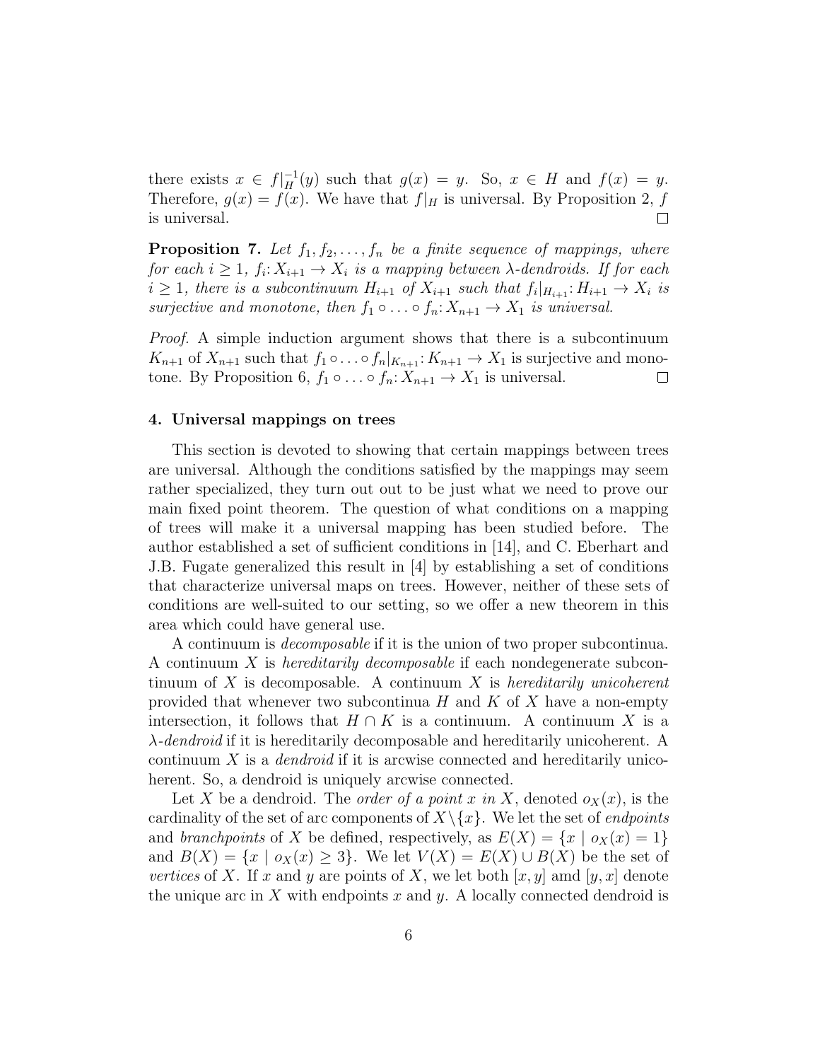there exists $x \in f|_H^{-1}(y)$ such that $g(x) = y$. So, $x \in H$ and $f(x) = y$. Therefore, $g(x) = f(x)$. We have that $f|_H$ is universal. By Proposition 2, $f$ is universal. ☐

**Proposition 7.** *Let $f_1, f_2, \ldots, f_n$ be a finite sequence of mappings, where for each $i \geq 1$, $f_i: X_{i+1} \to X_i$ is a mapping between $\lambda$-dendroids. If for each $i \geq 1$, there is a subcontinuum $H_{i+1}$ of $X_{i+1}$ such that $f_i|_{H_{i+1}}: H_{i+1} \to X_i$ is surjective and monotone, then $f_1 \circ \ldots \circ f_n: X_{n+1} \to X_1$ is universal.*

*Proof.* A simple induction argument shows that there is a subcontinuum $K_{n+1}$ of $X_{n+1}$ such that $f_1 \circ \ldots \circ f_n|_{K_{n+1}}: K_{n+1} \to X_1$ is surjective and monotone. By Proposition 6, $f_1 \circ \ldots \circ f_n: X_{n+1} \to X_1$ is universal. ☐

## 4. Universal mappings on trees

This section is devoted to showing that certain mappings between trees are universal. Although the conditions satisfied by the mappings may seem rather specialized, they turn out out to be just what we need to prove our main fixed point theorem. The question of what conditions on a mapping of trees will make it a universal mapping has been studied before. The author established a set of sufficient conditions in [14], and C. Eberhart and J.B. Fugate generalized this result in [4] by establishing a set of conditions that characterize universal maps on trees. However, neither of these sets of conditions are well-suited to our setting, so we offer a new theorem in this area which could have general use.

A continuum is *decomposable* if it is the union of two proper subcontinua. A continuum $X$ is *hereditarily decomposable* if each nondegenerate subcontinuum of $X$ is decomposable. A continuum $X$ is *hereditarily unicoherent* provided that whenever two subcontinua $H$ and $K$ of $X$ have a non-empty intersection, it follows that $H \cap K$ is a continuum. A continuum $X$ is a *$\lambda$-dendroid* if it is hereditarily decomposable and hereditarily unicoherent. A continuum $X$ is a *dendroid* if it is arcwise connected and hereditarily unicoherent. So, a dendroid is uniquely arcwise connected.

Let $X$ be a dendroid. The *order of a point $x$ in $X$*, denoted $o_X(x)$, is the cardinality of the set of arc components of $X \setminus \{x\}$. We let the set of *endpoints* and *branchpoints* of $X$ be defined, respectively, as $E(X) = \{x \mid o_X(x) = 1\}$ and $B(X) = \{x \mid o_X(x) \geq 3\}$. We let $V(X) = E(X) \cup B(X)$ be the set of *vertices* of $X$. If $x$ and $y$ are points of $X$, we let both $[x, y]$ amd $[y, x]$ denote the unique arc in $X$ with endpoints $x$ and $y$. A locally connected dendroid is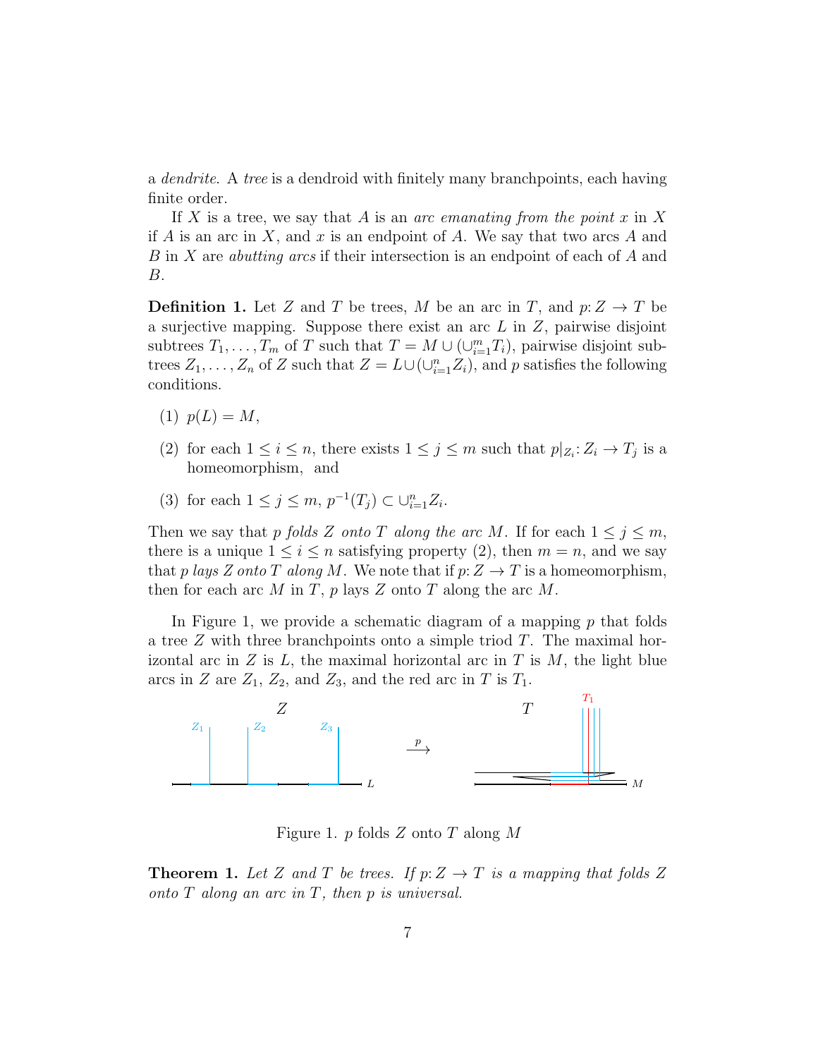a *dendrite*. A *tree* is a dendroid with finitely many branchpoints, each having finite order.

If $X$ is a tree, we say that $A$ is an *arc emanating from the point* $x$ in $X$ if $A$ is an arc in $X$, and $x$ is an endpoint of $A$. We say that two arcs $A$ and $B$ in $X$ are *abutting arcs* if their intersection is an endpoint of each of $A$ and $B$.

**Definition 1.** Let $Z$ and $T$ be trees, $M$ be an arc in $T$, and $p: Z \to T$ be a surjective mapping. Suppose there exist an arc $L$ in $Z$, pairwise disjoint subtrees $T_1, \ldots, T_m$ of $T$ such that $T = M \cup (\cup_{i=1}^{m} T_i)$, pairwise disjoint subtrees $Z_1, \ldots, Z_n$ of $Z$ such that $Z = L \cup (\cup_{i=1}^{n} Z_i)$, and $p$ satisfies the following conditions.

(1) $p(L) = M$,

(2) for each $1 \leq i \leq n$, there exists $1 \leq j \leq m$ such that $p|_{Z_i}: Z_i \to T_j$ is a homeomorphism, and

(3) for each $1 \leq j \leq m$, $p^{-1}(T_j) \subset \cup_{i=1}^{n} Z_i$.

Then we say that $p$ *folds* $Z$ *onto* $T$ *along the arc* $M$. If for each $1 \leq j \leq m$, there is a unique $1 \leq i \leq n$ satisfying property (2), then $m = n$, and we say that $p$ *lays* $Z$ *onto* $T$ *along* $M$. We note that if $p: Z \to T$ is a homeomorphism, then for each arc $M$ in $T$, $p$ lays $Z$ onto $T$ along the arc $M$.

In Figure 1, we provide a schematic diagram of a mapping $p$ that folds a tree $Z$ with three branchpoints onto a simple triod $T$. The maximal horizontal arc in $Z$ is $L$, the maximal horizontal arc in $T$ is $M$, the light blue arcs in $Z$ are $Z_1$, $Z_2$, and $Z_3$, and the red arc in $T$ is $T_1$.

Figure 1. $p$ folds $Z$ onto $T$ along $M$

**Theorem 1.** *Let $Z$ and $T$ be trees. If $p: Z \to T$ is a mapping that folds $Z$ onto $T$ along an arc in $T$, then $p$ is universal.*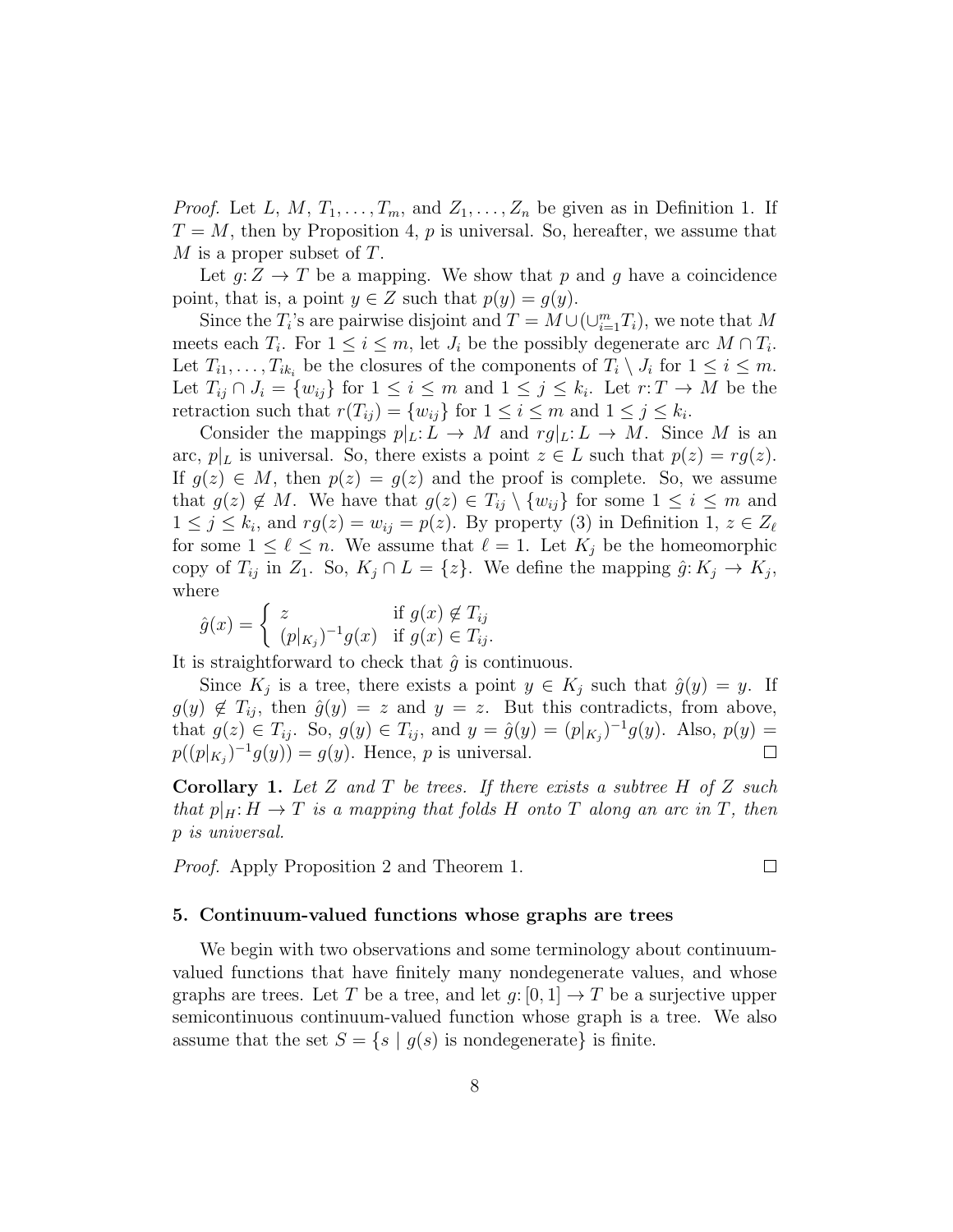*Proof.* Let $L$, $M$, $T_1, \ldots, T_m$, and $Z_1, \ldots, Z_n$ be given as in Definition 1. If $T = M$, then by Proposition 4, $p$ is universal. So, hereafter, we assume that $M$ is a proper subset of $T$.

Let $g: Z \to T$ be a mapping. We show that $p$ and $g$ have a coincidence point, that is, a point $y \in Z$ such that $p(y) = g(y)$.

Since the $T_i$'s are pairwise disjoint and $T = M \cup (\cup_{i=1}^{m} T_i)$, we note that $M$ meets each $T_i$. For $1 \leq i \leq m$, let $J_i$ be the possibly degenerate arc $M \cap T_i$. Let $T_{i1}, \ldots, T_{ik_i}$ be the closures of the components of $T_i \setminus J_i$ for $1 \leq i \leq m$. Let $T_{ij} \cap J_i = \{w_{ij}\}$ for $1 \leq i \leq m$ and $1 \leq j \leq k_i$. Let $r: T \to M$ be the retraction such that $r(T_{ij}) = \{w_{ij}\}$ for $1 \leq i \leq m$ and $1 \leq j \leq k_i$.

Consider the mappings $p|_L: L \to M$ and $rg|_L: L \to M$. Since $M$ is an arc, $p|_L$ is universal. So, there exists a point $z \in L$ such that $p(z) = rg(z)$. If $g(z) \in M$, then $p(z) = g(z)$ and the proof is complete. So, we assume that $g(z) \notin M$. We have that $g(z) \in T_{ij} \setminus \{w_{ij}\}$ for some $1 \leq i \leq m$ and $1 \leq j \leq k_i$, and $rg(z) = w_{ij} = p(z)$. By property (3) in Definition 1, $z \in Z_\ell$ for some $1 \leq \ell \leq n$. We assume that $\ell = 1$. Let $K_j$ be the homeomorphic copy of $T_{ij}$ in $Z_1$. So, $K_j \cap L = \{z\}$. We define the mapping $\hat{g}: K_j \to K_j$, where

$$\hat{g}(x) = \begin{cases} z & \text{if } g(x) \notin T_{ij} \\ (p|_{K_j})^{-1} g(x) & \text{if } g(x) \in T_{ij}. \end{cases}$$

It is straightforward to check that $\hat{g}$ is continuous.

Since $K_j$ is a tree, there exists a point $y \in K_j$ such that $\hat{g}(y) = y$. If $g(y) \notin T_{ij}$, then $\hat{g}(y) = z$ and $y = z$. But this contradicts, from above, that $g(z) \in T_{ij}$. So, $g(y) \in T_{ij}$, and $y = \hat{g}(y) = (p|_{K_j})^{-1} g(y)$. Also, $p(y) = p((p|_{K_j})^{-1} g(y)) = g(y)$. Hence, $p$ is universal. □

**Corollary 1.** *Let $Z$ and $T$ be trees. If there exists a subtree $H$ of $Z$ such that $p|_H: H \to T$ is a mapping that folds $H$ onto $T$ along an arc in $T$, then $p$ is universal.*

*Proof.* Apply Proposition 2 and Theorem 1. □

## 5. Continuum-valued functions whose graphs are trees

We begin with two observations and some terminology about continuum-valued functions that have finitely many nondegenerate values, and whose graphs are trees. Let $T$ be a tree, and let $g: [0, 1] \to T$ be a surjective upper semicontinuous continuum-valued function whose graph is a tree. We also assume that the set $S = \{s \mid g(s) \text{ is nondegenerate}\}$ is finite.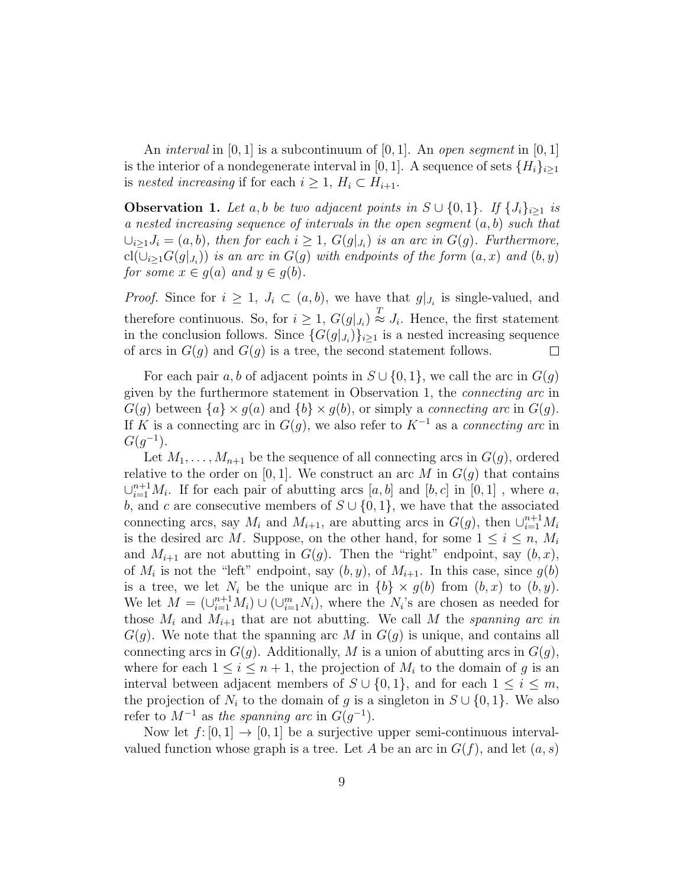An *interval* in $[0,1]$ is a subcontinuum of $[0,1]$. An *open segment* in $[0,1]$ is the interior of a nondegenerate interval in $[0,1]$. A sequence of sets $\{H_i\}_{i\geq 1}$ is *nested increasing* if for each $i \geq 1$, $H_i \subset H_{i+1}$.

**Observation 1.** *Let $a, b$ be two adjacent points in $S \cup \{0,1\}$. If $\{J_i\}_{i\geq 1}$ is a nested increasing sequence of intervals in the open segment $(a,b)$ such that $\cup_{i\geq 1} J_i = (a,b)$, then for each $i \geq 1$, $G(g|_{J_i})$ is an arc in $G(g)$. Furthermore, $\mathrm{cl}(\cup_{i\geq 1} G(g|_{J_i}))$ is an arc in $G(g)$ with endpoints of the form $(a,x)$ and $(b,y)$ for some $x \in g(a)$ and $y \in g(b)$.*

*Proof.* Since for $i \geq 1$, $J_i \subset (a,b)$, we have that $g|_{J_i}$ is single-valued, and therefore continuous. So, for $i \geq 1$, $G(g|_{J_i}) \overset{T}{\approx} J_i$. Hence, the first statement in the conclusion follows. Since $\{G(g|_{J_i})\}_{i\geq 1}$ is a nested increasing sequence of arcs in $G(g)$ and $G(g)$ is a tree, the second statement follows. $\square$

For each pair $a, b$ of adjacent points in $S \cup \{0,1\}$, we call the arc in $G(g)$ given by the furthermore statement in Observation 1, the *connecting arc* in $G(g)$ between $\{a\} \times g(a)$ and $\{b\} \times g(b)$, or simply a *connecting arc* in $G(g)$. If $K$ is a connecting arc in $G(g)$, we also refer to $K^{-1}$ as a *connecting arc* in $G(g^{-1})$.

Let $M_1, \ldots, M_{n+1}$ be the sequence of all connecting arcs in $G(g)$, ordered relative to the order on $[0,1]$. We construct an arc $M$ in $G(g)$ that contains $\cup_{i=1}^{n+1} M_i$. If for each pair of abutting arcs $[a,b]$ and $[b,c]$ in $[0,1]$ , where $a$, $b$, and $c$ are consecutive members of $S \cup \{0,1\}$, we have that the associated connecting arcs, say $M_i$ and $M_{i+1}$, are abutting arcs in $G(g)$, then $\cup_{i=1}^{n+1} M_i$ is the desired arc $M$. Suppose, on the other hand, for some $1 \leq i \leq n$, $M_i$ and $M_{i+1}$ are not abutting in $G(g)$. Then the "right" endpoint, say $(b,x)$, of $M_i$ is not the "left" endpoint, say $(b,y)$, of $M_{i+1}$. In this case, since $g(b)$ is a tree, we let $N_i$ be the unique arc in $\{b\} \times g(b)$ from $(b,x)$ to $(b,y)$. We let $M = (\cup_{i=1}^{n+1} M_i) \cup (\cup_{i=1}^{m} N_i)$, where the $N_i$'s are chosen as needed for those $M_i$ and $M_{i+1}$ that are not abutting. We call $M$ the *spanning arc in* $G(g)$. We note that the spanning arc $M$ in $G(g)$ is unique, and contains all connecting arcs in $G(g)$. Additionally, $M$ is a union of abutting arcs in $G(g)$, where for each $1 \leq i \leq n+1$, the projection of $M_i$ to the domain of $g$ is an interval between adjacent members of $S \cup \{0,1\}$, and for each $1 \leq i \leq m$, the projection of $N_i$ to the domain of $g$ is a singleton in $S \cup \{0,1\}$. We also refer to $M^{-1}$ as *the spanning arc* in $G(g^{-1})$.

Now let $f\colon [0,1] \to [0,1]$ be a surjective upper semi-continuous interval-valued function whose graph is a tree. Let $A$ be an arc in $G(f)$, and let $(a,s)$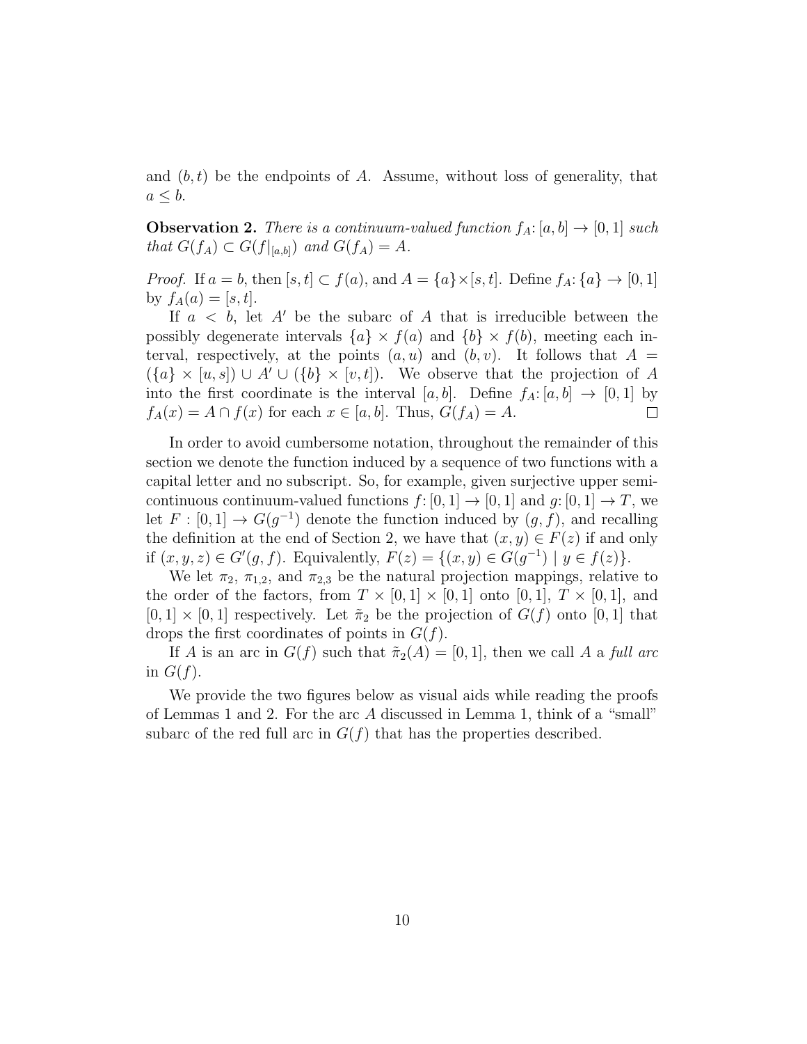and $(b, t)$ be the endpoints of $A$. Assume, without loss of generality, that $a \leq b$.

**Observation 2.** *There is a continuum-valued function $f_A\colon [a,b] \to [0,1]$ such that $G(f_A) \subset G(f|_{[a,b]})$ and $G(f_A) = A$.*

*Proof.* If $a = b$, then $[s,t] \subset f(a)$, and $A = \{a\} \times [s,t]$. Define $f_A\colon \{a\} \to [0,1]$ by $f_A(a) = [s,t]$.

If $a < b$, let $A'$ be the subarc of $A$ that is irreducible between the possibly degenerate intervals $\{a\} \times f(a)$ and $\{b\} \times f(b)$, meeting each interval, respectively, at the points $(a, u)$ and $(b, v)$. It follows that $A = (\{a\} \times [u, s]) \cup A' \cup (\{b\} \times [v, t])$. We observe that the projection of $A$ into the first coordinate is the interval $[a, b]$. Define $f_A\colon [a,b] \to [0,1]$ by $f_A(x) = A \cap f(x)$ for each $x \in [a,b]$. Thus, $G(f_A) = A$. $\square$

In order to avoid cumbersome notation, throughout the remainder of this section we denote the function induced by a sequence of two functions with a capital letter and no subscript. So, for example, given surjective upper semi-continuous continuum-valued functions $f\colon [0,1] \to [0,1]$ and $g\colon [0,1] \to T$, we let $F : [0,1] \to G(g^{-1})$ denote the function induced by $(g, f)$, and recalling the definition at the end of Section 2, we have that $(x, y) \in F(z)$ if and only if $(x, y, z) \in G'(g, f)$. Equivalently, $F(z) = \{(x, y) \in G(g^{-1}) \mid y \in f(z)\}$.

We let $\pi_2$, $\pi_{1,2}$, and $\pi_{2,3}$ be the natural projection mappings, relative to the order of the factors, from $T \times [0,1] \times [0,1]$ onto $[0,1]$, $T \times [0,1]$, and $[0,1] \times [0,1]$ respectively. Let $\tilde{\pi}_2$ be the projection of $G(f)$ onto $[0,1]$ that drops the first coordinates of points in $G(f)$.

If $A$ is an arc in $G(f)$ such that $\tilde{\pi}_2(A) = [0,1]$, then we call $A$ a *full arc* in $G(f)$.

We provide the two figures below as visual aids while reading the proofs of Lemmas 1 and 2. For the arc $A$ discussed in Lemma 1, think of a "small" subarc of the red full arc in $G(f)$ that has the properties described.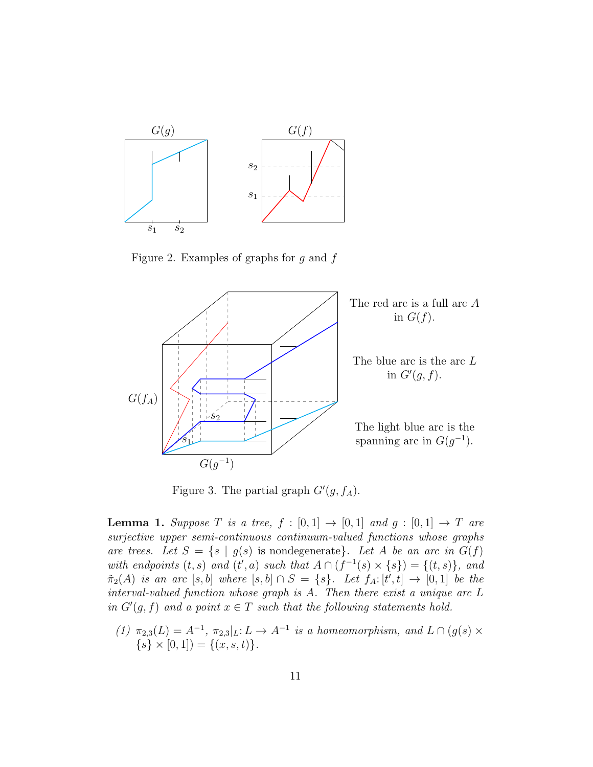Figure 2. Examples of graphs for $g$ and $f$

The red arc is a full arc $A$ in $G(f)$.

The blue arc is the arc $L$ in $G'(g, f)$.

The light blue arc is the spanning arc in $G(g^{-1})$.

Figure 3. The partial graph $G'(g, f_A)$.

**Lemma 1.** *Suppose $T$ is a tree, $f : [0, 1] \to [0, 1]$ and $g : [0, 1] \to T$ are surjective upper semi-continuous continuum-valued functions whose graphs are trees. Let $S = \{s \mid g(s) \text{ is nondegenerate}\}$. Let $A$ be an arc in $G(f)$ with endpoints $(t, s)$ and $(t', a)$ such that $A \cap (f^{-1}(s) \times \{s\}) = \{(t, s)\}$, and $\tilde{\pi}_2(A)$ is an arc $[s, b]$ where $[s, b] \cap S = \{s\}$. Let $f_A \colon [t', t] \to [0, 1]$ be the interval-valued function whose graph is $A$. Then there exist a unique arc $L$ in $G'(g, f)$ and a point $x \in T$ such that the following statements hold.*

*(1) $\pi_{2,3}(L) = A^{-1}$, $\pi_{2,3}|_L \colon L \to A^{-1}$ is a homeomorphism, and $L \cap (g(s) \times \{s\} \times [0, 1]) = \{(x, s, t)\}$.*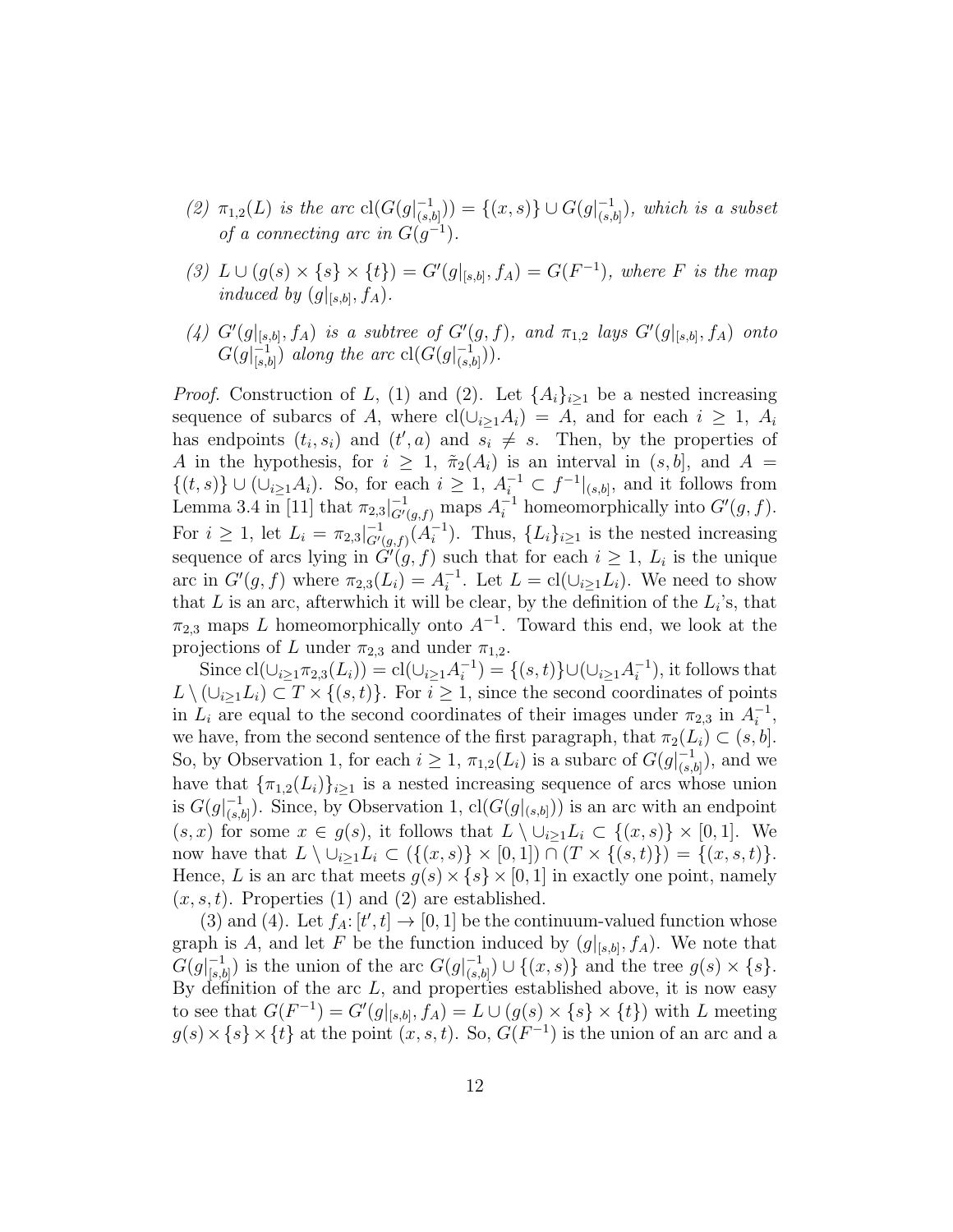(2) $\pi_{1,2}(L)$ *is the arc* $\mathrm{cl}(G(g|_{(s,b]}^{-1})) = \{(x,s)\} \cup G(g|_{(s,b]}^{-1})$*, which is a subset of a connecting arc in* $G(g^{-1})$.

(3) $L \cup (g(s) \times \{s\} \times \{t\}) = G'(g|_{[s,b]}, f_A) = G(F^{-1})$*, where* $F$ *is the map induced by* $(g|_{[s,b]}, f_A)$.

(4) $G'(g|_{[s,b]}, f_A)$ *is a subtree of* $G'(g,f)$*, and* $\pi_{1,2}$ *lays* $G'(g|_{[s,b]}, f_A)$ *onto* $G(g|_{[s,b]}^{-1})$ *along the arc* $\mathrm{cl}(G(g|_{(s,b]}^{-1}))$.

*Proof.* Construction of $L$, (1) and (2). Let $\{A_i\}_{i\geq 1}$ be a nested increasing sequence of subarcs of $A$, where $\mathrm{cl}(\cup_{i\geq 1} A_i) = A$, and for each $i \geq 1$, $A_i$ has endpoints $(t_i, s_i)$ and $(t', a)$ and $s_i \neq s$. Then, by the properties of $A$ in the hypothesis, for $i \geq 1$, $\tilde{\pi}_2(A_i)$ is an interval in $(s,b]$, and $A = \{(t,s)\} \cup (\cup_{i\geq 1} A_i)$. So, for each $i \geq 1$, $A_i^{-1} \subset f^{-1}|_{(s,b]}$, and it follows from Lemma 3.4 in [11] that $\pi_{2,3}|_{G'(g,f)}^{-1}$ maps $A_i^{-1}$ homeomorphically into $G'(g,f)$. For $i \geq 1$, let $L_i = \pi_{2,3}|_{G'(g,f)}^{-1}(A_i^{-1})$. Thus, $\{L_i\}_{i\geq 1}$ is the nested increasing sequence of arcs lying in $G'(g,f)$ such that for each $i \geq 1$, $L_i$ is the unique arc in $G'(g,f)$ where $\pi_{2,3}(L_i) = A_i^{-1}$. Let $L = \mathrm{cl}(\cup_{i\geq 1} L_i)$. We need to show that $L$ is an arc, afterwhich it will be clear, by the definition of the $L_i$'s, that $\pi_{2,3}$ maps $L$ homeomorphically onto $A^{-1}$. Toward this end, we look at the projections of $L$ under $\pi_{2,3}$ and under $\pi_{1,2}$.

Since $\mathrm{cl}(\cup_{i\geq 1}\pi_{2,3}(L_i)) = \mathrm{cl}(\cup_{i\geq 1} A_i^{-1}) = \{(s,t)\} \cup (\cup_{i\geq 1} A_i^{-1})$, it follows that $L \setminus (\cup_{i\geq 1} L_i) \subset T \times \{(s,t)\}$. For $i \geq 1$, since the second coordinates of points in $L_i$ are equal to the second coordinates of their images under $\pi_{2,3}$ in $A_i^{-1}$, we have, from the second sentence of the first paragraph, that $\pi_2(L_i) \subset (s,b]$. So, by Observation 1, for each $i \geq 1$, $\pi_{1,2}(L_i)$ is a subarc of $G(g|_{(s,b]}^{-1})$, and we have that $\{\pi_{1,2}(L_i)\}_{i\geq 1}$ is a nested increasing sequence of arcs whose union is $G(g|_{(s,b]}^{-1})$. Since, by Observation 1, $\mathrm{cl}(G(g|_{(s,b]}))$ is an arc with an endpoint $(s,x)$ for some $x \in g(s)$, it follows that $L \setminus \cup_{i\geq 1} L_i \subset \{(x,s)\} \times [0,1]$. We now have that $L \setminus \cup_{i\geq 1} L_i \subset (\{(x,s)\} \times [0,1]) \cap (T \times \{(s,t)\}) = \{(x,s,t)\}$. Hence, $L$ is an arc that meets $g(s) \times \{s\} \times [0,1]$ in exactly one point, namely $(x,s,t)$. Properties (1) and (2) are established.

(3) and (4). Let $f_A\colon [t',t] \to [0,1]$ be the continuum-valued function whose graph is $A$, and let $F$ be the function induced by $(g|_{[s,b]}, f_A)$. We note that $G(g|_{[s,b]}^{-1})$ is the union of the arc $G(g|_{(s,b]}^{-1}) \cup \{(x,s)\}$ and the tree $g(s) \times \{s\}$. By definition of the arc $L$, and properties established above, it is now easy to see that $G(F^{-1}) = G'(g|_{[s,b]}, f_A) = L \cup (g(s) \times \{s\} \times \{t\})$ with $L$ meeting $g(s) \times \{s\} \times \{t\}$ at the point $(x,s,t)$. So, $G(F^{-1})$ is the union of an arc and a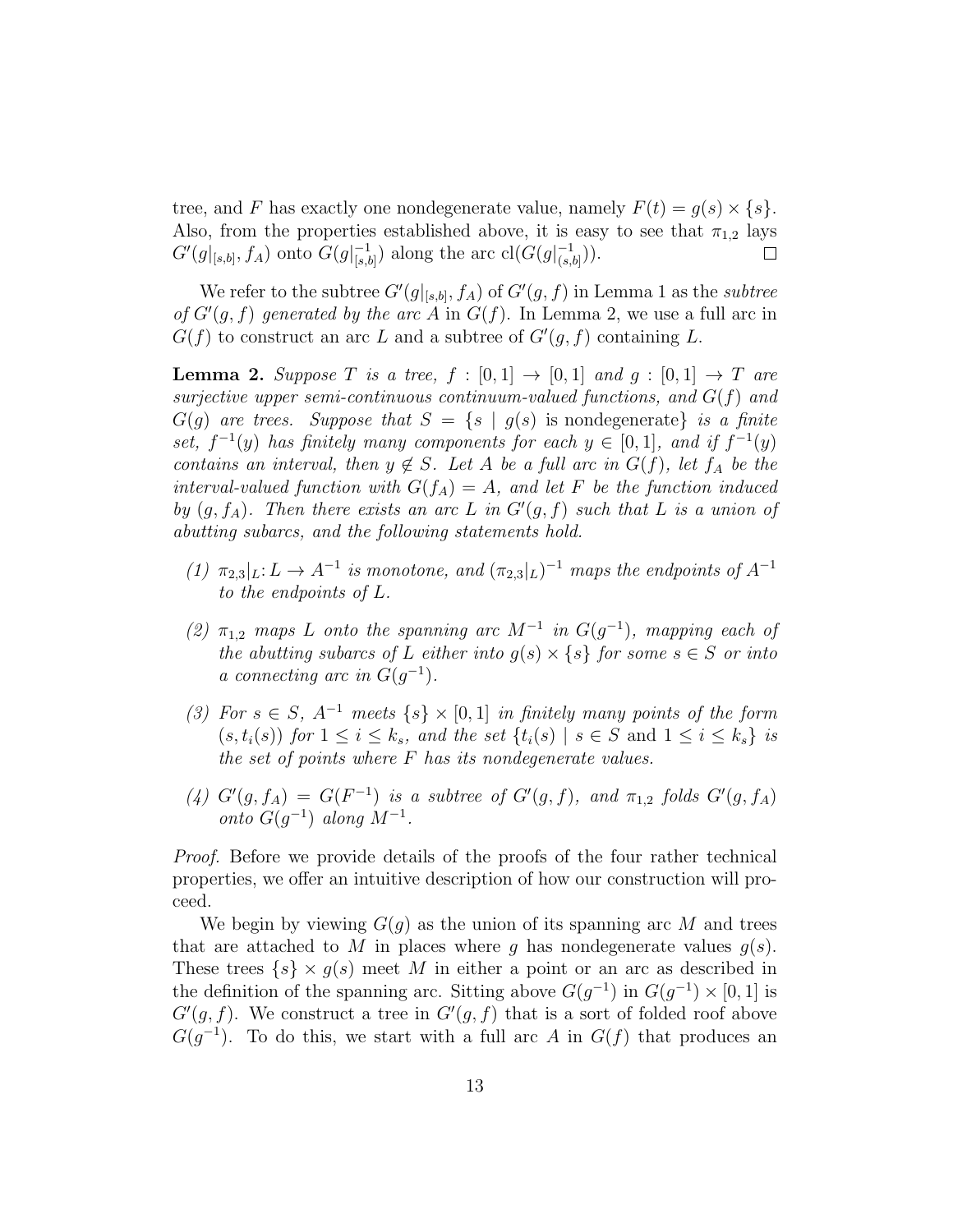tree, and $F$ has exactly one nondegenerate value, namely $F(t) = g(s) \times \{s\}$. Also, from the properties established above, it is easy to see that $\pi_{1,2}$ lays $G'(g|_{[s,b]}, f_A)$ onto $G(g|_{[s,b]}^{-1})$ along the arc $\mathrm{cl}(G(g|_{(s,b]}^{-1}))$. □

We refer to the subtree $G'(g|_{[s,b]}, f_A)$ of $G'(g, f)$ in Lemma 1 as the *subtree of $G'(g, f)$ generated by the arc $A$* in $G(f)$. In Lemma 2, we use a full arc in $G(f)$ to construct an arc $L$ and a subtree of $G'(g, f)$ containing $L$.

**Lemma 2.** *Suppose $T$ is a tree, $f : [0, 1] \to [0, 1]$ and $g : [0, 1] \to T$ are surjective upper semi-continuous continuum-valued functions, and $G(f)$ and $G(g)$ are trees. Suppose that $S = \{s \mid g(s)$ is nondegenerate$\}$ is a finite set, $f^{-1}(y)$ has finitely many components for each $y \in [0, 1]$, and if $f^{-1}(y)$ contains an interval, then $y \notin S$. Let $A$ be a full arc in $G(f)$, let $f_A$ be the interval-valued function with $G(f_A) = A$, and let $F$ be the function induced by $(g, f_A)$. Then there exists an arc $L$ in $G'(g, f)$ such that $L$ is a union of abutting subarcs, and the following statements hold.*

*(1) $\pi_{2,3}|_L \colon L \to A^{-1}$ is monotone, and $(\pi_{2,3}|_L)^{-1}$ maps the endpoints of $A^{-1}$ to the endpoints of $L$.*

*(2) $\pi_{1,2}$ maps $L$ onto the spanning arc $M^{-1}$ in $G(g^{-1})$, mapping each of the abutting subarcs of $L$ either into $g(s) \times \{s\}$ for some $s \in S$ or into a connecting arc in $G(g^{-1})$.*

*(3) For $s \in S$, $A^{-1}$ meets $\{s\} \times [0, 1]$ in finitely many points of the form $(s, t_i(s))$ for $1 \le i \le k_s$, and the set $\{t_i(s) \mid s \in S$ and $1 \le i \le k_s\}$ is the set of points where $F$ has its nondegenerate values.*

*(4) $G'(g, f_A) = G(F^{-1})$ is a subtree of $G'(g, f)$, and $\pi_{1,2}$ folds $G'(g, f_A)$ onto $G(g^{-1})$ along $M^{-1}$.*

*Proof.* Before we provide details of the proofs of the four rather technical properties, we offer an intuitive description of how our construction will proceed.

We begin by viewing $G(g)$ as the union of its spanning arc $M$ and trees that are attached to $M$ in places where $g$ has nondegenerate values $g(s)$. These trees $\{s\} \times g(s)$ meet $M$ in either a point or an arc as described in the definition of the spanning arc. Sitting above $G(g^{-1})$ in $G(g^{-1}) \times [0, 1]$ is $G'(g, f)$. We construct a tree in $G'(g, f)$ that is a sort of folded roof above $G(g^{-1})$. To do this, we start with a full arc $A$ in $G(f)$ that produces an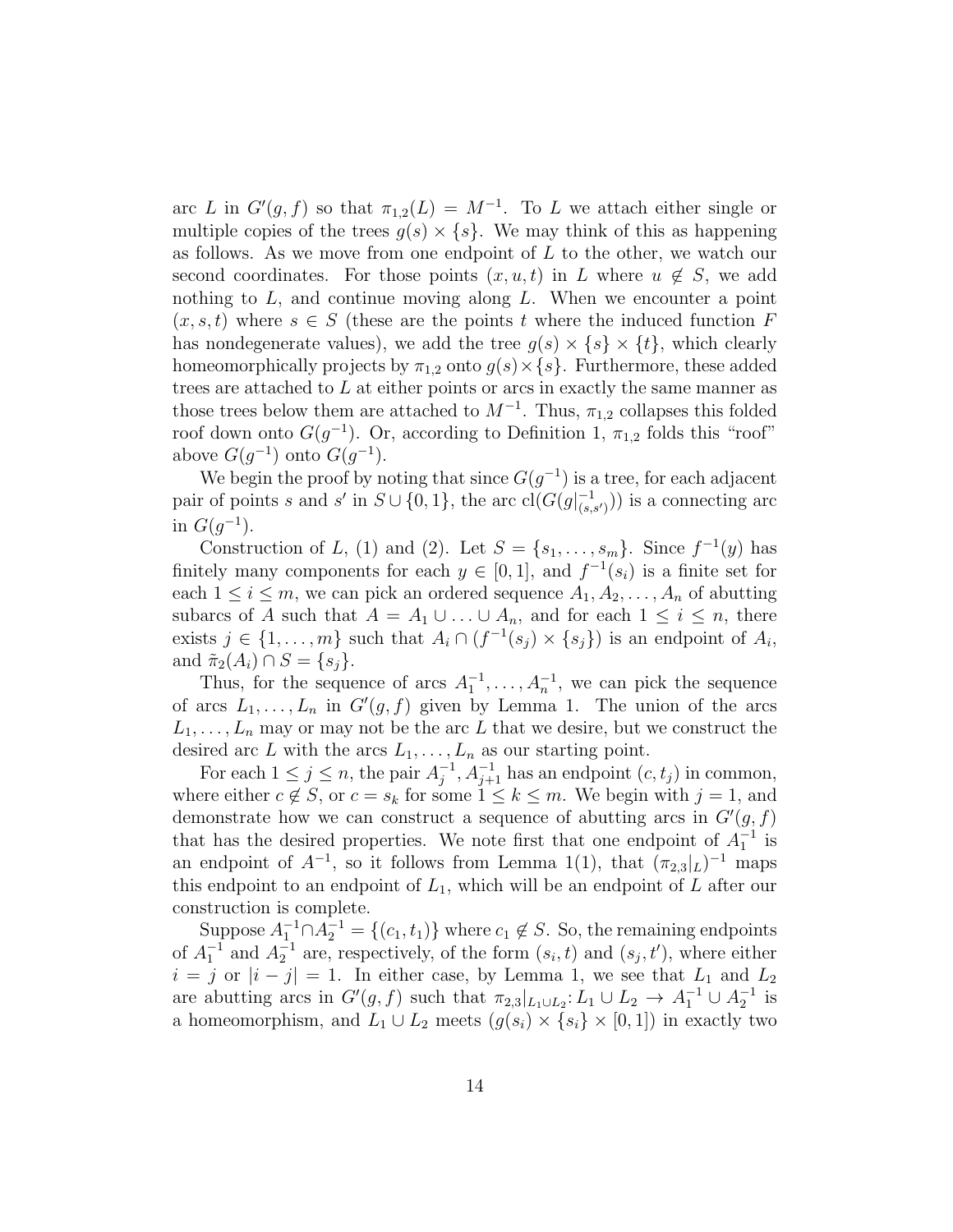arc $L$ in $G'(g, f)$ so that $\pi_{1,2}(L) = M^{-1}$. To $L$ we attach either single or multiple copies of the trees $g(s) \times \{s\}$. We may think of this as happening as follows. As we move from one endpoint of $L$ to the other, we watch our second coordinates. For those points $(x, u, t)$ in $L$ where $u \notin S$, we add nothing to $L$, and continue moving along $L$. When we encounter a point $(x, s, t)$ where $s \in S$ (these are the points $t$ where the induced function $F$ has nondegenerate values), we add the tree $g(s) \times \{s\} \times \{t\}$, which clearly homeomorphically projects by $\pi_{1,2}$ onto $g(s) \times \{s\}$. Furthermore, these added trees are attached to $L$ at either points or arcs in exactly the same manner as those trees below them are attached to $M^{-1}$. Thus, $\pi_{1,2}$ collapses this folded roof down onto $G(g^{-1})$. Or, according to Definition 1, $\pi_{1,2}$ folds this "roof" above $G(g^{-1})$ onto $G(g^{-1})$.

We begin the proof by noting that since $G(g^{-1})$ is a tree, for each adjacent pair of points $s$ and $s'$ in $S \cup \{0, 1\}$, the arc $\mathrm{cl}(G(g|^{-1}_{(s,s')}))$ is a connecting arc in $G(g^{-1})$.

Construction of $L$, (1) and (2). Let $S = \{s_1, \ldots, s_m\}$. Since $f^{-1}(y)$ has finitely many components for each $y \in [0, 1]$, and $f^{-1}(s_i)$ is a finite set for each $1 \leq i \leq m$, we can pick an ordered sequence $A_1, A_2, \ldots, A_n$ of abutting subarcs of $A$ such that $A = A_1 \cup \ldots \cup A_n$, and for each $1 \leq i \leq n$, there exists $j \in \{1, \ldots, m\}$ such that $A_i \cap (f^{-1}(s_j) \times \{s_j\})$ is an endpoint of $A_i$, and $\tilde{\pi}_2(A_i) \cap S = \{s_j\}$.

Thus, for the sequence of arcs $A_1^{-1}, \ldots, A_n^{-1}$, we can pick the sequence of arcs $L_1, \ldots, L_n$ in $G'(g, f)$ given by Lemma 1. The union of the arcs $L_1, \ldots, L_n$ may or may not be the arc $L$ that we desire, but we construct the desired arc $L$ with the arcs $L_1, \ldots, L_n$ as our starting point.

For each $1 \leq j \leq n$, the pair $A_j^{-1}, A_{j+1}^{-1}$ has an endpoint $(c, t_j)$ in common, where either $c \notin S$, or $c = s_k$ for some $1 \leq k \leq m$. We begin with $j = 1$, and demonstrate how we can construct a sequence of abutting arcs in $G'(g, f)$ that has the desired properties. We note first that one endpoint of $A_1^{-1}$ is an endpoint of $A^{-1}$, so it follows from Lemma 1(1), that $(\pi_{2,3}|_L)^{-1}$ maps this endpoint to an endpoint of $L_1$, which will be an endpoint of $L$ after our construction is complete.

Suppose $A_1^{-1} \cap A_2^{-1} = \{(c_1, t_1)\}$ where $c_1 \notin S$. So, the remaining endpoints of $A_1^{-1}$ and $A_2^{-1}$ are, respectively, of the form $(s_i, t)$ and $(s_j, t')$, where either $i = j$ or $|i - j| = 1$. In either case, by Lemma 1, we see that $L_1$ and $L_2$ are abutting arcs in $G'(g, f)$ such that $\pi_{2,3}|_{L_1 \cup L_2} \colon L_1 \cup L_2 \to A_1^{-1} \cup A_2^{-1}$ is a homeomorphism, and $L_1 \cup L_2$ meets $(g(s_i) \times \{s_i\} \times [0, 1])$ in exactly two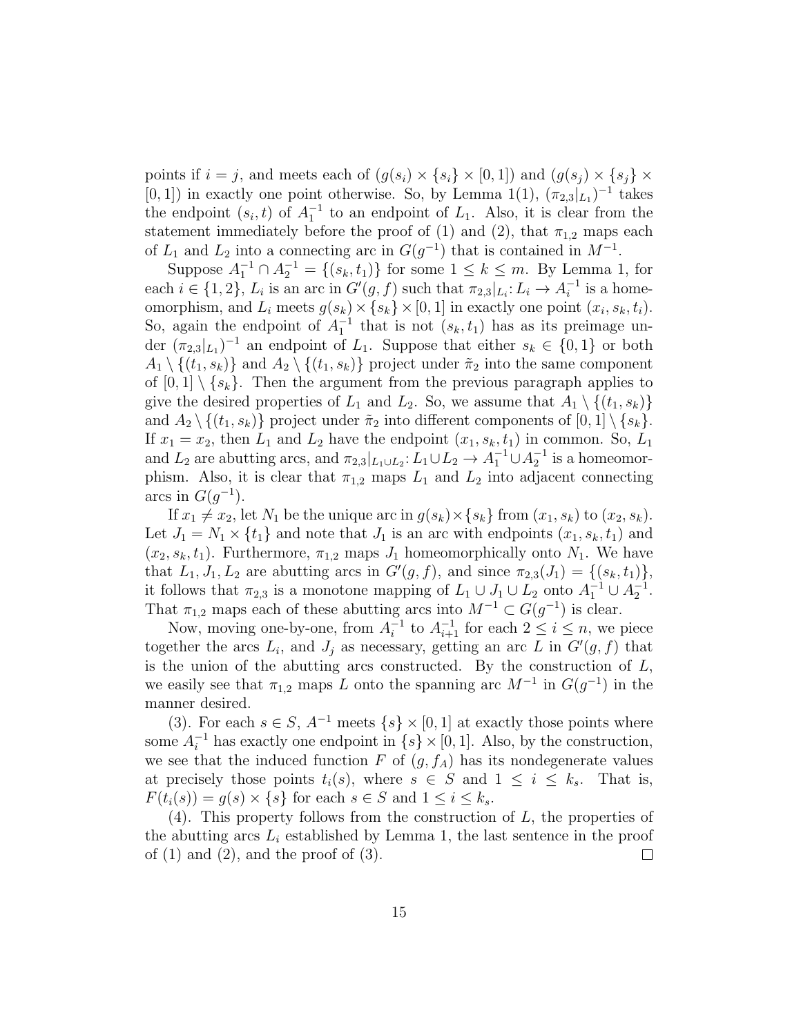points if $i = j$, and meets each of $(g(s_i) \times \{s_i\} \times [0,1])$ and $(g(s_j) \times \{s_j\} \times [0,1])$ in exactly one point otherwise. So, by Lemma 1(1), $(\pi_{2,3}|_{L_1})^{-1}$ takes the endpoint $(s_i, t)$ of $A_1^{-1}$ to an endpoint of $L_1$. Also, it is clear from the statement immediately before the proof of (1) and (2), that $\pi_{1,2}$ maps each of $L_1$ and $L_2$ into a connecting arc in $G(g^{-1})$ that is contained in $M^{-1}$.

Suppose $A_1^{-1} \cap A_2^{-1} = \{(s_k, t_1)\}$ for some $1 \leq k \leq m$. By Lemma 1, for each $i \in \{1, 2\}$, $L_i$ is an arc in $G'(g, f)$ such that $\pi_{2,3}|_{L_i} \colon L_i \to A_i^{-1}$ is a homeomorphism, and $L_i$ meets $g(s_k) \times \{s_k\} \times [0,1]$ in exactly one point $(x_i, s_k, t_i)$. So, again the endpoint of $A_1^{-1}$ that is not $(s_k, t_1)$ has as its preimage under $(\pi_{2,3}|_{L_1})^{-1}$ an endpoint of $L_1$. Suppose that either $s_k \in \{0, 1\}$ or both $A_1 \setminus \{(t_1, s_k)\}$ and $A_2 \setminus \{(t_1, s_k)\}$ project under $\tilde{\pi}_2$ into the same component of $[0,1] \setminus \{s_k\}$. Then the argument from the previous paragraph applies to give the desired properties of $L_1$ and $L_2$. So, we assume that $A_1 \setminus \{(t_1, s_k)\}$ and $A_2 \setminus \{(t_1, s_k)\}$ project under $\tilde{\pi}_2$ into different components of $[0,1] \setminus \{s_k\}$. If $x_1 = x_2$, then $L_1$ and $L_2$ have the endpoint $(x_1, s_k, t_1)$ in common. So, $L_1$ and $L_2$ are abutting arcs, and $\pi_{2,3}|_{L_1 \cup L_2} \colon L_1 \cup L_2 \to A_1^{-1} \cup A_2^{-1}$ is a homeomorphism. Also, it is clear that $\pi_{1,2}$ maps $L_1$ and $L_2$ into adjacent connecting arcs in $G(g^{-1})$.

If $x_1 \neq x_2$, let $N_1$ be the unique arc in $g(s_k) \times \{s_k\}$ from $(x_1, s_k)$ to $(x_2, s_k)$. Let $J_1 = N_1 \times \{t_1\}$ and note that $J_1$ is an arc with endpoints $(x_1, s_k, t_1)$ and $(x_2, s_k, t_1)$. Furthermore, $\pi_{1,2}$ maps $J_1$ homeomorphically onto $N_1$. We have that $L_1, J_1, L_2$ are abutting arcs in $G'(g, f)$, and since $\pi_{2,3}(J_1) = \{(s_k, t_1)\}$, it follows that $\pi_{2,3}$ is a monotone mapping of $L_1 \cup J_1 \cup L_2$ onto $A_1^{-1} \cup A_2^{-1}$. That $\pi_{1,2}$ maps each of these abutting arcs into $M^{-1} \subset G(g^{-1})$ is clear.

Now, moving one-by-one, from $A_i^{-1}$ to $A_{i+1}^{-1}$ for each $2 \leq i \leq n$, we piece together the arcs $L_i$, and $J_j$ as necessary, getting an arc $L$ in $G'(g, f)$ that is the union of the abutting arcs constructed. By the construction of $L$, we easily see that $\pi_{1,2}$ maps $L$ onto the spanning arc $M^{-1}$ in $G(g^{-1})$ in the manner desired.

(3). For each $s \in S$, $A^{-1}$ meets $\{s\} \times [0,1]$ at exactly those points where some $A_i^{-1}$ has exactly one endpoint in $\{s\} \times [0,1]$. Also, by the construction, we see that the induced function $F$ of $(g, f_A)$ has its nondegenerate values at precisely those points $t_i(s)$, where $s \in S$ and $1 \leq i \leq k_s$. That is, $F(t_i(s)) = g(s) \times \{s\}$ for each $s \in S$ and $1 \leq i \leq k_s$.

(4). This property follows from the construction of $L$, the properties of the abutting arcs $L_i$ established by Lemma 1, the last sentence in the proof of (1) and (2), and the proof of (3). $\square$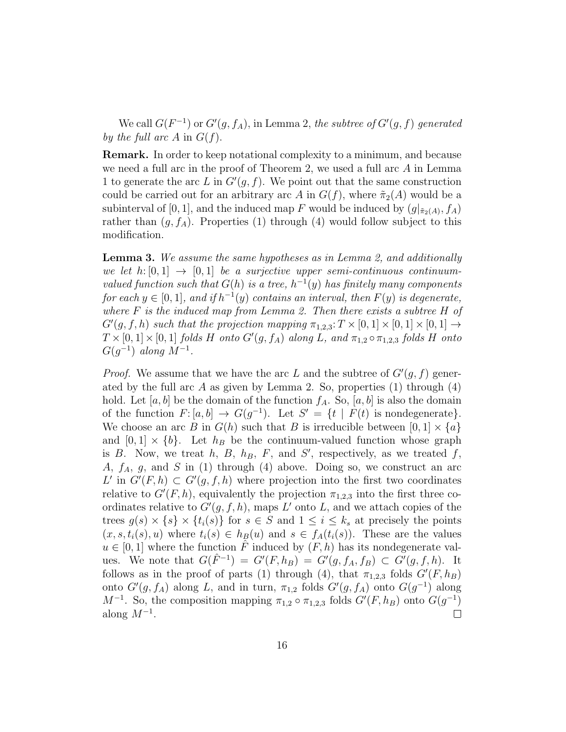We call $G(F^{-1})$ or $G'(g, f_A)$, in Lemma 2, *the subtree of $G'(g, f)$ generated by the full arc $A$ in $G(f)$.*

**Remark.** In order to keep notational complexity to a minimum, and because we need a full arc in the proof of Theorem 2, we used a full arc $A$ in Lemma 1 to generate the arc $L$ in $G'(g, f)$. We point out that the same construction could be carried out for an arbitrary arc $A$ in $G(f)$, where $\tilde{\pi}_2(A)$ would be a subinterval of $[0, 1]$, and the induced map $F$ would be induced by $(g|_{\tilde{\pi}_2(A)}, f_A)$ rather than $(g, f_A)$. Properties (1) through (4) would follow subject to this modification.

**Lemma 3.** *We assume the same hypotheses as in Lemma 2, and additionally we let $h: [0, 1] \to [0, 1]$ be a surjective upper semi-continuous continuum-valued function such that $G(h)$ is a tree, $h^{-1}(y)$ has finitely many components for each $y \in [0, 1]$, and if $h^{-1}(y)$ contains an interval, then $F(y)$ is degenerate, where $F$ is the induced map from Lemma 2. Then there exists a subtree $H$ of $G'(g, f, h)$ such that the projection mapping $\pi_{1,2,3}: T \times [0, 1] \times [0, 1] \times [0, 1] \to T \times [0, 1] \times [0, 1]$ folds $H$ onto $G'(g, f_A)$ along $L$, and $\pi_{1,2} \circ \pi_{1,2,3}$ folds $H$ onto $G(g^{-1})$ along $M^{-1}$.*

*Proof.* We assume that we have the arc $L$ and the subtree of $G'(g, f)$ generated by the full arc $A$ as given by Lemma 2. So, properties (1) through (4) hold. Let $[a, b]$ be the domain of the function $f_A$. So, $[a, b]$ is also the domain of the function $F: [a, b] \to G(g^{-1})$. Let $S' = \{t \mid F(t) \text{ is nondegenerate}\}$. We choose an arc $B$ in $G(h)$ such that $B$ is irreducible between $[0, 1] \times \{a\}$ and $[0, 1] \times \{b\}$. Let $h_B$ be the continuum-valued function whose graph is $B$. Now, we treat $h$, $B$, $h_B$, $F$, and $S'$, respectively, as we treated $f$, $A$, $f_A$, $g$, and $S$ in (1) through (4) above. Doing so, we construct an arc $L'$ in $G'(F, h) \subset G'(g, f, h)$ where projection into the first two coordinates relative to $G'(F, h)$, equivalently the projection $\pi_{1,2,3}$ into the first three coordinates relative to $G'(g, f, h)$, maps $L'$ onto $L$, and we attach copies of the trees $g(s) \times \{s\} \times \{t_i(s)\}$ for $s \in S$ and $1 \leq i \leq k_s$ at precisely the points $(x, s, t_i(s), u)$ where $t_i(s) \in h_B(u)$ and $s \in f_A(t_i(s))$. These are the values $u \in [0, 1]$ where the function $\hat{F}$ induced by $(F, h)$ has its nondegenerate values. We note that $G(\hat{F}^{-1}) = G'(F, h_B) = G'(g, f_A, f_B) \subset G'(g, f, h)$. It follows as in the proof of parts (1) through (4), that $\pi_{1,2,3}$ folds $G'(F, h_B)$ onto $G'(g, f_A)$ along $L$, and in turn, $\pi_{1,2}$ folds $G'(g, f_A)$ onto $G(g^{-1})$ along $M^{-1}$. So, the composition mapping $\pi_{1,2} \circ \pi_{1,2,3}$ folds $G'(F, h_B)$ onto $G(g^{-1})$ along $M^{-1}$. $\square$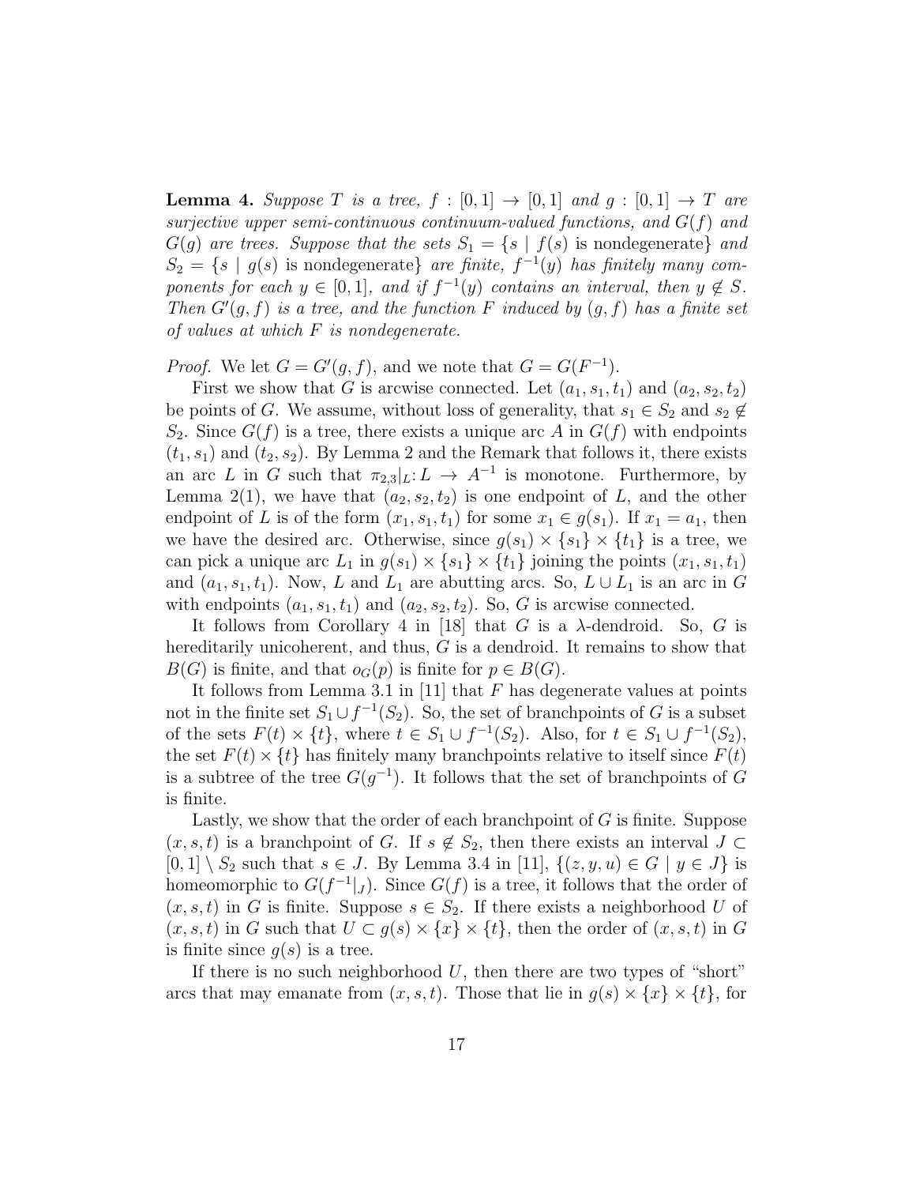**Lemma 4.** *Suppose $T$ is a tree, $f : [0,1] \to [0,1]$ and $g : [0,1] \to T$ are surjective upper semi-continuous continuum-valued functions, and $G(f)$ and $G(g)$ are trees. Suppose that the sets $S_1 = \{s \mid f(s) \text{ is nondegenerate}\}$ and $S_2 = \{s \mid g(s) \text{ is nondegenerate}\}$ are finite, $f^{-1}(y)$ has finitely many components for each $y \in [0,1]$, and if $f^{-1}(y)$ contains an interval, then $y \notin S$. Then $G'(g,f)$ is a tree, and the function $F$ induced by $(g,f)$ has a finite set of values at which $F$ is nondegenerate.*

*Proof.* We let $G = G'(g,f)$, and we note that $G = G(F^{-1})$.

First we show that $G$ is arcwise connected. Let $(a_1, s_1, t_1)$ and $(a_2, s_2, t_2)$ be points of $G$. We assume, without loss of generality, that $s_1 \in S_2$ and $s_2 \notin S_2$. Since $G(f)$ is a tree, there exists a unique arc $A$ in $G(f)$ with endpoints $(t_1, s_1)$ and $(t_2, s_2)$. By Lemma 2 and the Remark that follows it, there exists an arc $L$ in $G$ such that $\pi_{2,3}|_L : L \to A^{-1}$ is monotone. Furthermore, by Lemma 2(1), we have that $(a_2, s_2, t_2)$ is one endpoint of $L$, and the other endpoint of $L$ is of the form $(x_1, s_1, t_1)$ for some $x_1 \in g(s_1)$. If $x_1 = a_1$, then we have the desired arc. Otherwise, since $g(s_1) \times \{s_1\} \times \{t_1\}$ is a tree, we can pick a unique arc $L_1$ in $g(s_1) \times \{s_1\} \times \{t_1\}$ joining the points $(x_1, s_1, t_1)$ and $(a_1, s_1, t_1)$. Now, $L$ and $L_1$ are abutting arcs. So, $L \cup L_1$ is an arc in $G$ with endpoints $(a_1, s_1, t_1)$ and $(a_2, s_2, t_2)$. So, $G$ is arcwise connected.

It follows from Corollary 4 in [18] that $G$ is a $\lambda$-dendroid. So, $G$ is hereditarily unicoherent, and thus, $G$ is a dendroid. It remains to show that $B(G)$ is finite, and that $o_G(p)$ is finite for $p \in B(G)$.

It follows from Lemma 3.1 in [11] that $F$ has degenerate values at points not in the finite set $S_1 \cup f^{-1}(S_2)$. So, the set of branchpoints of $G$ is a subset of the sets $F(t) \times \{t\}$, where $t \in S_1 \cup f^{-1}(S_2)$. Also, for $t \in S_1 \cup f^{-1}(S_2)$, the set $F(t) \times \{t\}$ has finitely many branchpoints relative to itself since $F(t)$ is a subtree of the tree $G(g^{-1})$. It follows that the set of branchpoints of $G$ is finite.

Lastly, we show that the order of each branchpoint of $G$ is finite. Suppose $(x, s, t)$ is a branchpoint of $G$. If $s \notin S_2$, then there exists an interval $J \subset [0,1] \setminus S_2$ such that $s \in J$. By Lemma 3.4 in [11], $\{(z, y, u) \in G \mid y \in J\}$ is homeomorphic to $G(f^{-1}|_J)$. Since $G(f)$ is a tree, it follows that the order of $(x, s, t)$ in $G$ is finite. Suppose $s \in S_2$. If there exists a neighborhood $U$ of $(x, s, t)$ in $G$ such that $U \subset g(s) \times \{x\} \times \{t\}$, then the order of $(x, s, t)$ in $G$ is finite since $g(s)$ is a tree.

If there is no such neighborhood $U$, then there are two types of "short" arcs that may emanate from $(x, s, t)$. Those that lie in $g(s) \times \{x\} \times \{t\}$, for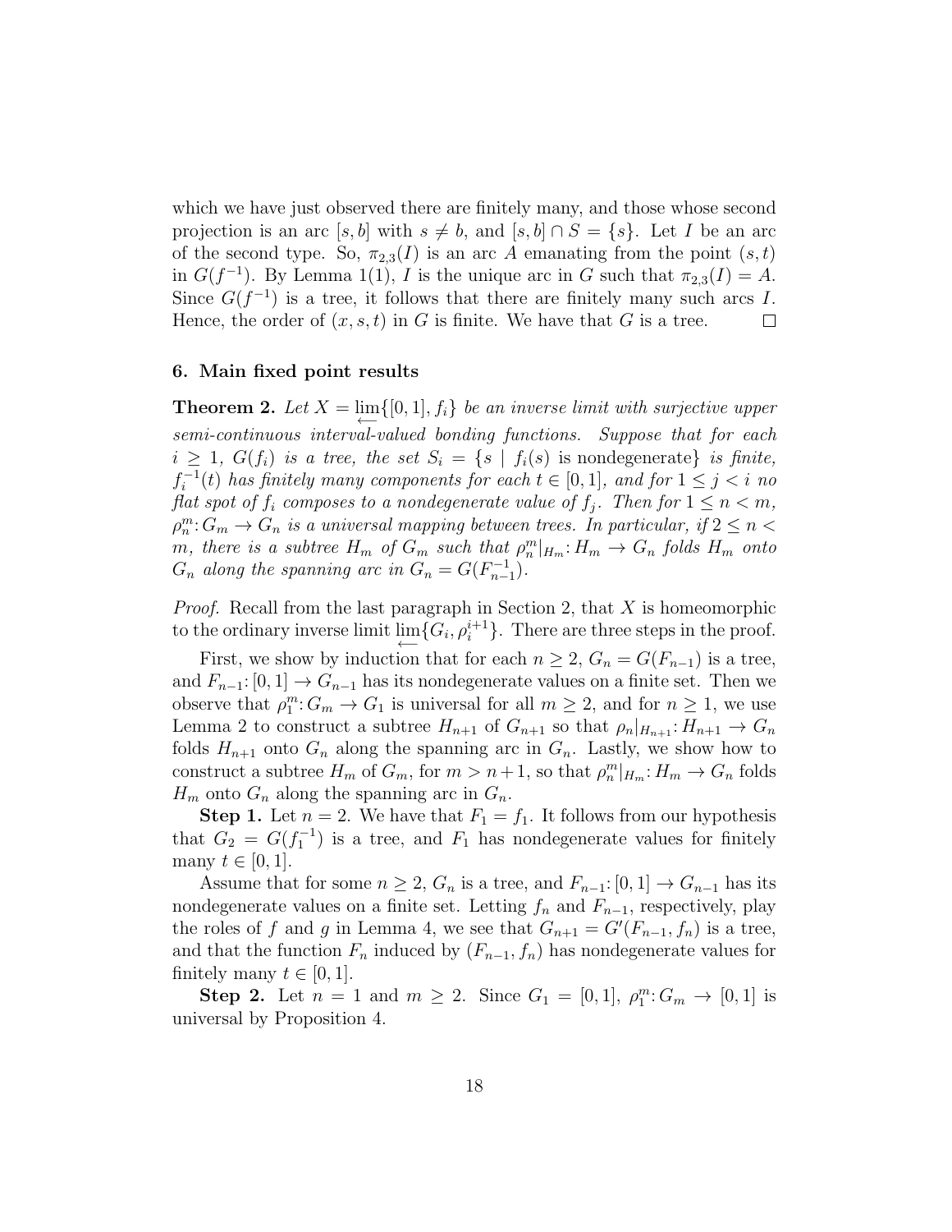which we have just observed there are finitely many, and those whose second projection is an arc $[s, b]$ with $s \neq b$, and $[s, b] \cap S = \{s\}$. Let $I$ be an arc of the second type. So, $\pi_{2,3}(I)$ is an arc $A$ emanating from the point $(s, t)$ in $G(f^{-1})$. By Lemma 1(1), $I$ is the unique arc in $G$ such that $\pi_{2,3}(I) = A$. Since $G(f^{-1})$ is a tree, it follows that there are finitely many such arcs $I$. Hence, the order of $(x, s, t)$ in $G$ is finite. We have that $G$ is a tree. $\square$

## 6. Main fixed point results

**Theorem 2.** *Let $X = \varprojlim\{[0, 1], f_i\}$ be an inverse limit with surjective upper semi-continuous interval-valued bonding functions. Suppose that for each $i \geq 1$, $G(f_i)$ is a tree, the set $S_i = \{s \mid f_i(s) \text{ is nondegenerate}\}$ is finite, $f_i^{-1}(t)$ has finitely many components for each $t \in [0, 1]$, and for $1 \leq j < i$ no flat spot of $f_i$ composes to a nondegenerate value of $f_j$. Then for $1 \leq n < m$, $\rho_n^m : G_m \to G_n$ is a universal mapping between trees. In particular, if $2 \leq n < m$, there is a subtree $H_m$ of $G_m$ such that $\rho_n^m|_{H_m} : H_m \to G_n$ folds $H_m$ onto $G_n$ along the spanning arc in $G_n = G(F_{n-1}^{-1})$.*

*Proof.* Recall from the last paragraph in Section 2, that $X$ is homeomorphic to the ordinary inverse limit $\varprojlim\{G_i, \rho_i^{i+1}\}$. There are three steps in the proof.

First, we show by induction that for each $n \geq 2$, $G_n = G(F_{n-1})$ is a tree, and $F_{n-1} : [0, 1] \to G_{n-1}$ has its nondegenerate values on a finite set. Then we observe that $\rho_1^m : G_m \to G_1$ is universal for all $m \geq 2$, and for $n \geq 1$, we use Lemma 2 to construct a subtree $H_{n+1}$ of $G_{n+1}$ so that $\rho_n|_{H_{n+1}} : H_{n+1} \to G_n$ folds $H_{n+1}$ onto $G_n$ along the spanning arc in $G_n$. Lastly, we show how to construct a subtree $H_m$ of $G_m$, for $m > n+1$, so that $\rho_n^m|_{H_m} : H_m \to G_n$ folds $H_m$ onto $G_n$ along the spanning arc in $G_n$.

**Step 1.** Let $n = 2$. We have that $F_1 = f_1$. It follows from our hypothesis that $G_2 = G(f_1^{-1})$ is a tree, and $F_1$ has nondegenerate values for finitely many $t \in [0, 1]$.

Assume that for some $n \geq 2$, $G_n$ is a tree, and $F_{n-1} : [0, 1] \to G_{n-1}$ has its nondegenerate values on a finite set. Letting $f_n$ and $F_{n-1}$, respectively, play the roles of $f$ and $g$ in Lemma 4, we see that $G_{n+1} = G'(F_{n-1}, f_n)$ is a tree, and that the function $F_n$ induced by $(F_{n-1}, f_n)$ has nondegenerate values for finitely many $t \in [0, 1]$.

**Step 2.** Let $n = 1$ and $m \geq 2$. Since $G_1 = [0, 1]$, $\rho_1^m : G_m \to [0, 1]$ is universal by Proposition 4.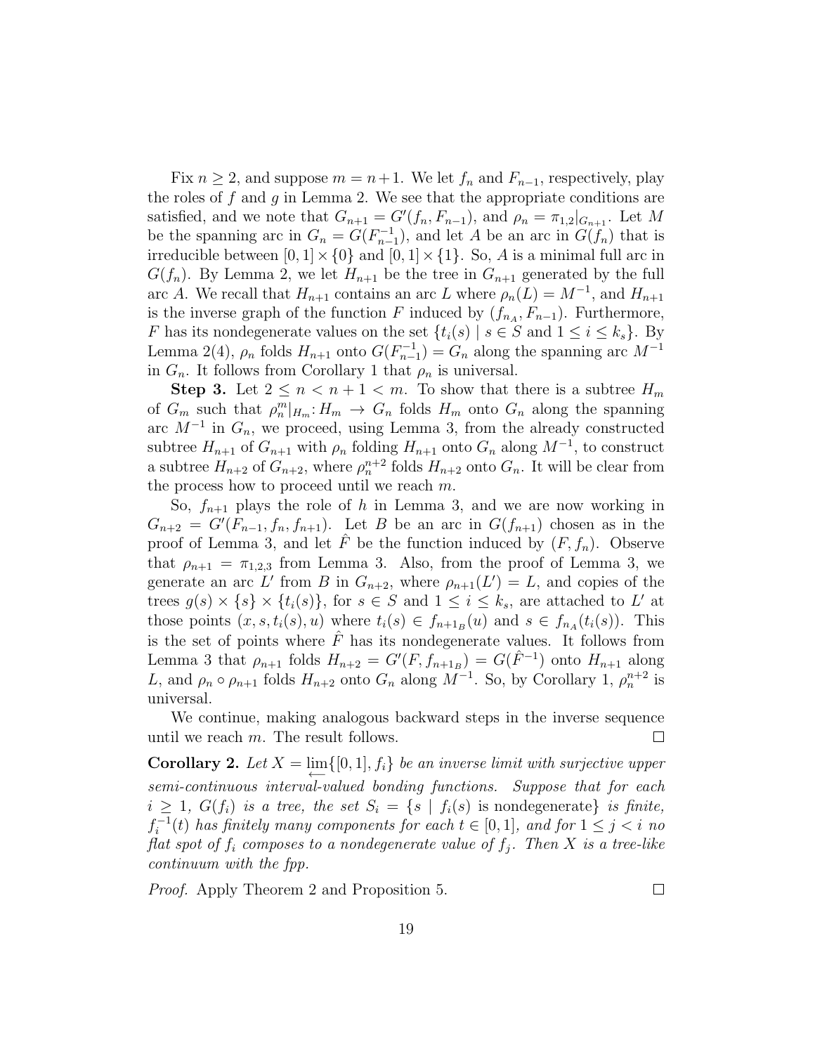Fix $n \geq 2$, and suppose $m = n+1$. We let $f_n$ and $F_{n-1}$, respectively, play the roles of $f$ and $g$ in Lemma 2. We see that the appropriate conditions are satisfied, and we note that $G_{n+1} = G'(f_n, F_{n-1})$, and $\rho_n = \pi_{1,2}|_{G_{n+1}}$. Let $M$ be the spanning arc in $G_n = G(F_{n-1}^{-1})$, and let $A$ be an arc in $G(f_n)$ that is irreducible between $[0,1] \times \{0\}$ and $[0,1] \times \{1\}$. So, $A$ is a minimal full arc in $G(f_n)$. By Lemma 2, we let $H_{n+1}$ be the tree in $G_{n+1}$ generated by the full arc $A$. We recall that $H_{n+1}$ contains an arc $L$ where $\rho_n(L) = M^{-1}$, and $H_{n+1}$ is the inverse graph of the function $F$ induced by $(f_{n_A}, F_{n-1})$. Furthermore, $F$ has its nondegenerate values on the set $\{t_i(s) \mid s \in S \text{ and } 1 \leq i \leq k_s\}$. By Lemma 2(4), $\rho_n$ folds $H_{n+1}$ onto $G(F_{n-1}^{-1}) = G_n$ along the spanning arc $M^{-1}$ in $G_n$. It follows from Corollary 1 that $\rho_n$ is universal.

**Step 3.** Let $2 \leq n < n+1 < m$. To show that there is a subtree $H_m$ of $G_m$ such that $\rho_n^m|_{H_m}: H_m \to G_n$ folds $H_m$ onto $G_n$ along the spanning arc $M^{-1}$ in $G_n$, we proceed, using Lemma 3, from the already constructed subtree $H_{n+1}$ of $G_{n+1}$ with $\rho_n$ folding $H_{n+1}$ onto $G_n$ along $M^{-1}$, to construct a subtree $H_{n+2}$ of $G_{n+2}$, where $\rho_n^{n+2}$ folds $H_{n+2}$ onto $G_n$. It will be clear from the process how to proceed until we reach $m$.

So, $f_{n+1}$ plays the role of $h$ in Lemma 3, and we are now working in $G_{n+2} = G'(F_{n-1}, f_n, f_{n+1})$. Let $B$ be an arc in $G(f_{n+1})$ chosen as in the proof of Lemma 3, and let $\hat{F}$ be the function induced by $(F, f_n)$. Observe that $\rho_{n+1} = \pi_{1,2,3}$ from Lemma 3. Also, from the proof of Lemma 3, we generate an arc $L'$ from $B$ in $G_{n+2}$, where $\rho_{n+1}(L') = L$, and copies of the trees $g(s) \times \{s\} \times \{t_i(s)\}$, for $s \in S$ and $1 \leq i \leq k_s$, are attached to $L'$ at those points $(x, s, t_i(s), u)$ where $t_i(s) \in f_{n+1_B}(u)$ and $s \in f_{n_A}(t_i(s))$. This is the set of points where $\hat{F}$ has its nondegenerate values. It follows from Lemma 3 that $\rho_{n+1}$ folds $H_{n+2} = G'(F, f_{n+1_B}) = G(\hat{F}^{-1})$ onto $H_{n+1}$ along $L$, and $\rho_n \circ \rho_{n+1}$ folds $H_{n+2}$ onto $G_n$ along $M^{-1}$. So, by Corollary 1, $\rho_n^{n+2}$ is universal.

We continue, making analogous backward steps in the inverse sequence until we reach $m$. The result follows. □

**Corollary 2.** *Let $X = \varprojlim\{[0,1], f_i\}$ be an inverse limit with surjective upper semi-continuous interval-valued bonding functions. Suppose that for each $i \geq 1$, $G(f_i)$ is a tree, the set $S_i = \{s \mid f_i(s) \text{ is nondegenerate}\}$ is finite, $f_i^{-1}(t)$ has finitely many components for each $t \in [0,1]$, and for $1 \leq j < i$ no flat spot of $f_i$ composes to a nondegenerate value of $f_j$. Then $X$ is a tree-like continuum with the fpp.*

*Proof.* Apply Theorem 2 and Proposition 5. □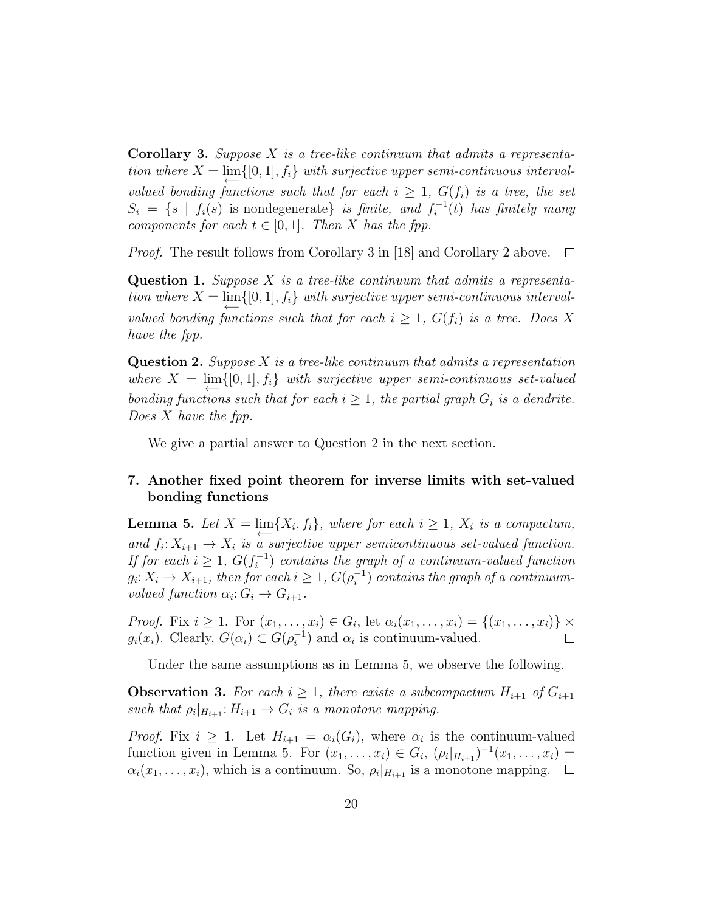**Corollary 3.** *Suppose $X$ is a tree-like continuum that admits a representation where $X = \varprojlim\{[0,1], f_i\}$ with surjective upper semi-continuous interval-valued bonding functions such that for each $i \geq 1$, $G(f_i)$ is a tree, the set $S_i = \{s \mid f_i(s) \text{ is nondegenerate}\}$ is finite, and $f_i^{-1}(t)$ has finitely many components for each $t \in [0,1]$. Then $X$ has the fpp.*

*Proof.* The result follows from Corollary 3 in [18] and Corollary 2 above. □

**Question 1.** *Suppose $X$ is a tree-like continuum that admits a representation where $X = \varprojlim\{[0,1], f_i\}$ with surjective upper semi-continuous interval-valued bonding functions such that for each $i \geq 1$, $G(f_i)$ is a tree. Does $X$ have the fpp.*

**Question 2.** *Suppose $X$ is a tree-like continuum that admits a representation where $X = \varprojlim\{[0,1], f_i\}$ with surjective upper semi-continuous set-valued bonding functions such that for each $i \geq 1$, the partial graph $G_i$ is a dendrite. Does $X$ have the fpp.*

We give a partial answer to Question 2 in the next section.

## 7. Another fixed point theorem for inverse limits with set-valued bonding functions

**Lemma 5.** *Let $X = \varprojlim\{X_i, f_i\}$, where for each $i \geq 1$, $X_i$ is a compactum, and $f_i \colon X_{i+1} \to X_i$ is a surjective upper semicontinuous set-valued function. If for each $i \geq 1$, $G(f_i^{-1})$ contains the graph of a continuum-valued function $g_i \colon X_i \to X_{i+1}$, then for each $i \geq 1$, $G(\rho_i^{-1})$ contains the graph of a continuum-valued function $\alpha_i \colon G_i \to G_{i+1}$.*

*Proof.* Fix $i \geq 1$. For $(x_1, \ldots, x_i) \in G_i$, let $\alpha_i(x_1, \ldots, x_i) = \{(x_1, \ldots, x_i)\} \times g_i(x_i)$. Clearly, $G(\alpha_i) \subset G(\rho_i^{-1})$ and $\alpha_i$ is continuum-valued. □

Under the same assumptions as in Lemma 5, we observe the following.

**Observation 3.** *For each $i \geq 1$, there exists a subcompactum $H_{i+1}$ of $G_{i+1}$ such that $\rho_i|_{H_{i+1}} \colon H_{i+1} \to G_i$ is a monotone mapping.*

*Proof.* Fix $i \geq 1$. Let $H_{i+1} = \alpha_i(G_i)$, where $\alpha_i$ is the continuum-valued function given in Lemma 5. For $(x_1, \ldots, x_i) \in G_i$, $(\rho_i|_{H_{i+1}})^{-1}(x_1, \ldots, x_i) = \alpha_i(x_1, \ldots, x_i)$, which is a continuum. So, $\rho_i|_{H_{i+1}}$ is a monotone mapping. □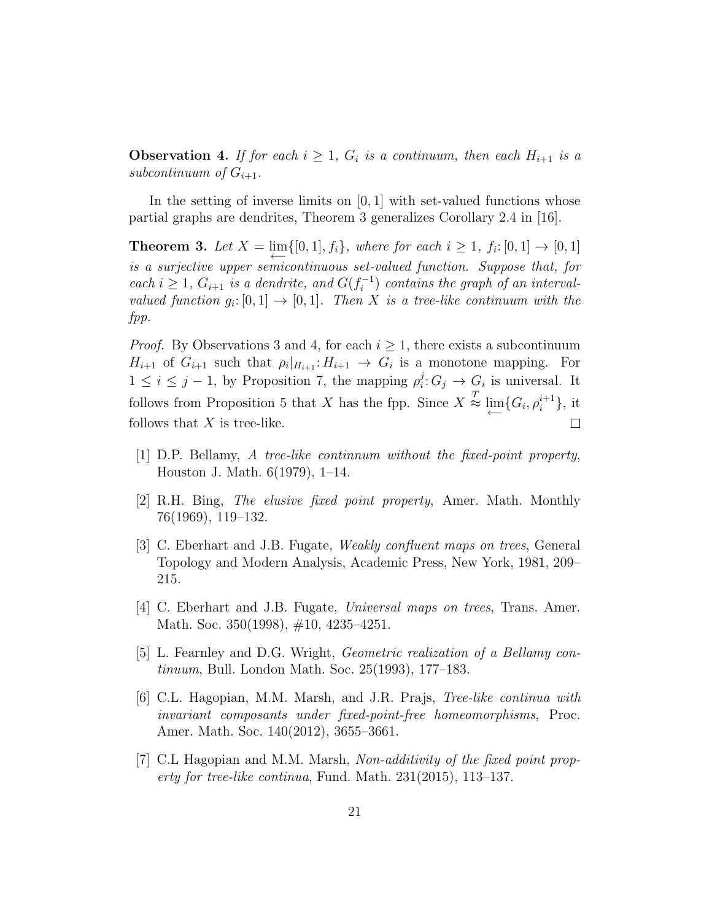**Observation 4.** *If for each $i \geq 1$, $G_i$ is a continuum, then each $H_{i+1}$ is a subcontinuum of $G_{i+1}$.*

In the setting of inverse limits on $[0,1]$ with set-valued functions whose partial graphs are dendrites, Theorem 3 generalizes Corollary 2.4 in [16].

**Theorem 3.** *Let $X = \varprojlim\{[0,1], f_i\}$, where for each $i \geq 1$, $f_i\colon [0,1] \to [0,1]$ is a surjective upper semicontinuous set-valued function. Suppose that, for each $i \geq 1$, $G_{i+1}$ is a dendrite, and $G(f_i^{-1})$ contains the graph of an interval-valued function $g_i\colon [0,1] \to [0,1]$. Then $X$ is a tree-like continuum with the fpp.*

*Proof.* By Observations 3 and 4, for each $i \geq 1$, there exists a subcontinuum $H_{i+1}$ of $G_{i+1}$ such that $\rho_i|_{H_{i+1}}\colon H_{i+1} \to G_i$ is a monotone mapping. For $1 \leq i \leq j-1$, by Proposition 7, the mapping $\rho_i^j\colon G_j \to G_i$ is universal. It follows from Proposition 5 that $X$ has the fpp. Since $X \overset{T}{\approx} \varprojlim\{G_i, \rho_i^{i+1}\}$, it follows that $X$ is tree-like. $\square$

[1] D.P. Bellamy, *A tree-like continnum without the fixed-point property*, Houston J. Math. 6(1979), 1–14.

[2] R.H. Bing, *The elusive fixed point property*, Amer. Math. Monthly 76(1969), 119–132.

[3] C. Eberhart and J.B. Fugate, *Weakly confluent maps on trees*, General Topology and Modern Analysis, Academic Press, New York, 1981, 209–215.

[4] C. Eberhart and J.B. Fugate, *Universal maps on trees*, Trans. Amer. Math. Soc. 350(1998), #10, 4235–4251.

[5] L. Fearnley and D.G. Wright, *Geometric realization of a Bellamy continuum*, Bull. London Math. Soc. 25(1993), 177–183.

[6] C.L. Hagopian, M.M. Marsh, and J.R. Prajs, *Tree-like continua with invariant composants under fixed-point-free homeomorphisms*, Proc. Amer. Math. Soc. 140(2012), 3655–3661.

[7] C.L Hagopian and M.M. Marsh, *Non-additivity of the fixed point property for tree-like continua*, Fund. Math. 231(2015), 113–137.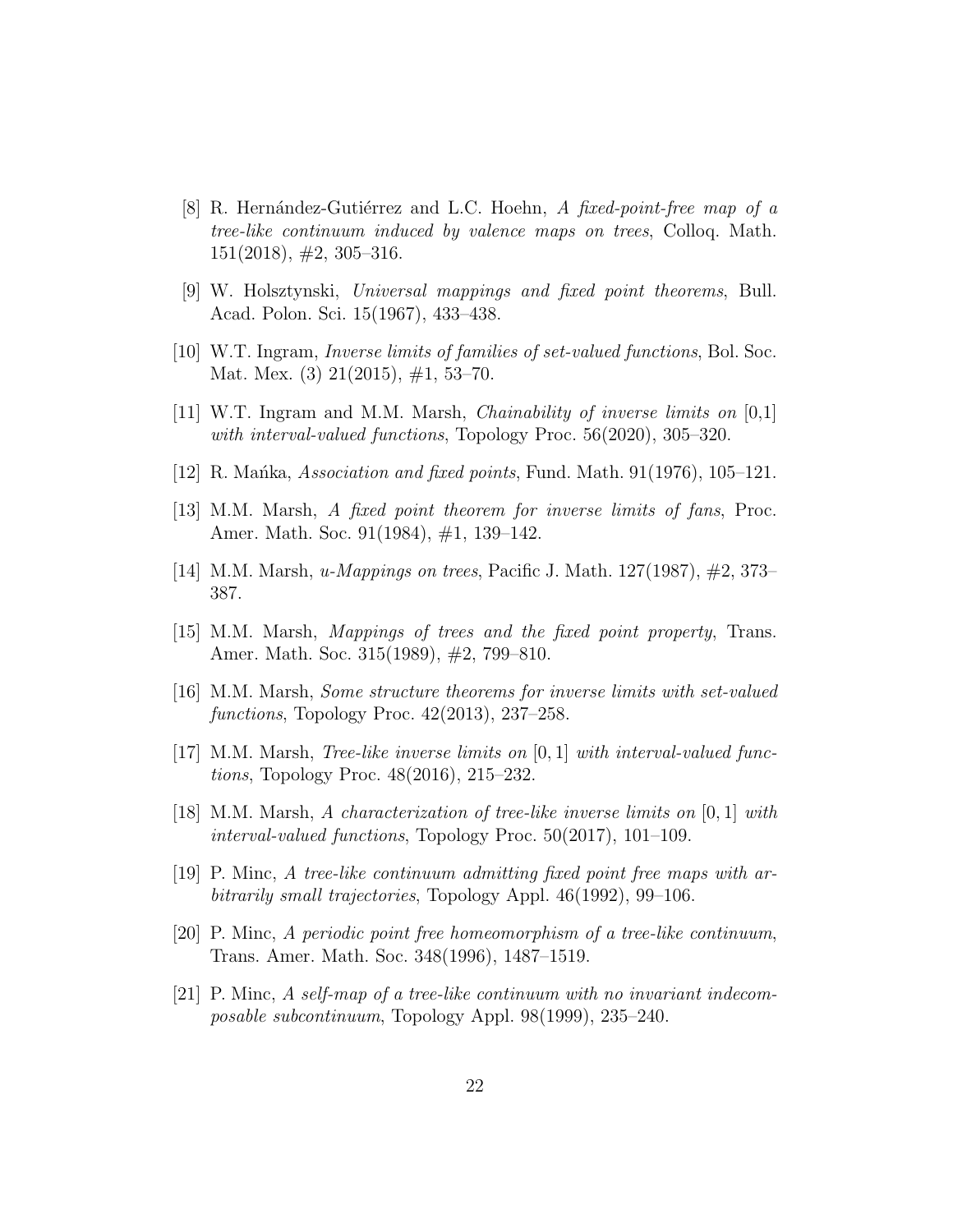[8] R. Hernández-Gutiérrez and L.C. Hoehn, *A fixed-point-free map of a tree-like continuum induced by valence maps on trees*, Colloq. Math. 151(2018), #2, 305–316.

[9] W. Holsztynski, *Universal mappings and fixed point theorems*, Bull. Acad. Polon. Sci. 15(1967), 433–438.

[10] W.T. Ingram, *Inverse limits of families of set-valued functions*, Bol. Soc. Mat. Mex. (3) 21(2015), #1, 53–70.

[11] W.T. Ingram and M.M. Marsh, *Chainability of inverse limits on* [0,1] *with interval-valued functions*, Topology Proc. 56(2020), 305–320.

[12] R. Mańka, *Association and fixed points*, Fund. Math. 91(1976), 105–121.

[13] M.M. Marsh, *A fixed point theorem for inverse limits of fans*, Proc. Amer. Math. Soc. 91(1984), #1, 139–142.

[14] M.M. Marsh, *u-Mappings on trees*, Pacific J. Math. 127(1987), #2, 373–387.

[15] M.M. Marsh, *Mappings of trees and the fixed point property*, Trans. Amer. Math. Soc. 315(1989), #2, 799–810.

[16] M.M. Marsh, *Some structure theorems for inverse limits with set-valued functions*, Topology Proc. 42(2013), 237–258.

[17] M.M. Marsh, *Tree-like inverse limits on* $[0, 1]$ *with interval-valued functions*, Topology Proc. 48(2016), 215–232.

[18] M.M. Marsh, *A characterization of tree-like inverse limits on* $[0, 1]$ *with interval-valued functions*, Topology Proc. 50(2017), 101–109.

[19] P. Minc, *A tree-like continuum admitting fixed point free maps with arbitrarily small trajectories*, Topology Appl. 46(1992), 99–106.

[20] P. Minc, *A periodic point free homeomorphism of a tree-like continuum*, Trans. Amer. Math. Soc. 348(1996), 1487–1519.

[21] P. Minc, *A self-map of a tree-like continuum with no invariant indecomposable subcontinuum*, Topology Appl. 98(1999), 235–240.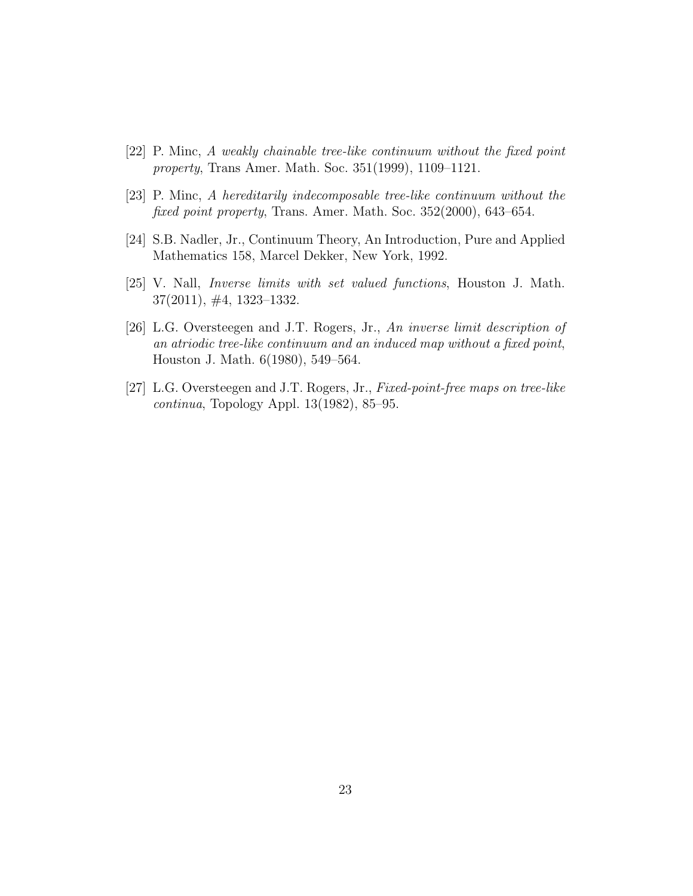[22] P. Minc, *A weakly chainable tree-like continuum without the fixed point property*, Trans Amer. Math. Soc. 351(1999), 1109–1121.

[23] P. Minc, *A hereditarily indecomposable tree-like continuum without the fixed point property*, Trans. Amer. Math. Soc. 352(2000), 643–654.

[24] S.B. Nadler, Jr., Continuum Theory, An Introduction, Pure and Applied Mathematics 158, Marcel Dekker, New York, 1992.

[25] V. Nall, *Inverse limits with set valued functions*, Houston J. Math. 37(2011), #4, 1323–1332.

[26] L.G. Oversteegen and J.T. Rogers, Jr., *An inverse limit description of an atriodic tree-like continuum and an induced map without a fixed point*, Houston J. Math. 6(1980), 549–564.

[27] L.G. Oversteegen and J.T. Rogers, Jr., *Fixed-point-free maps on tree-like continua*, Topology Appl. 13(1982), 85–95.